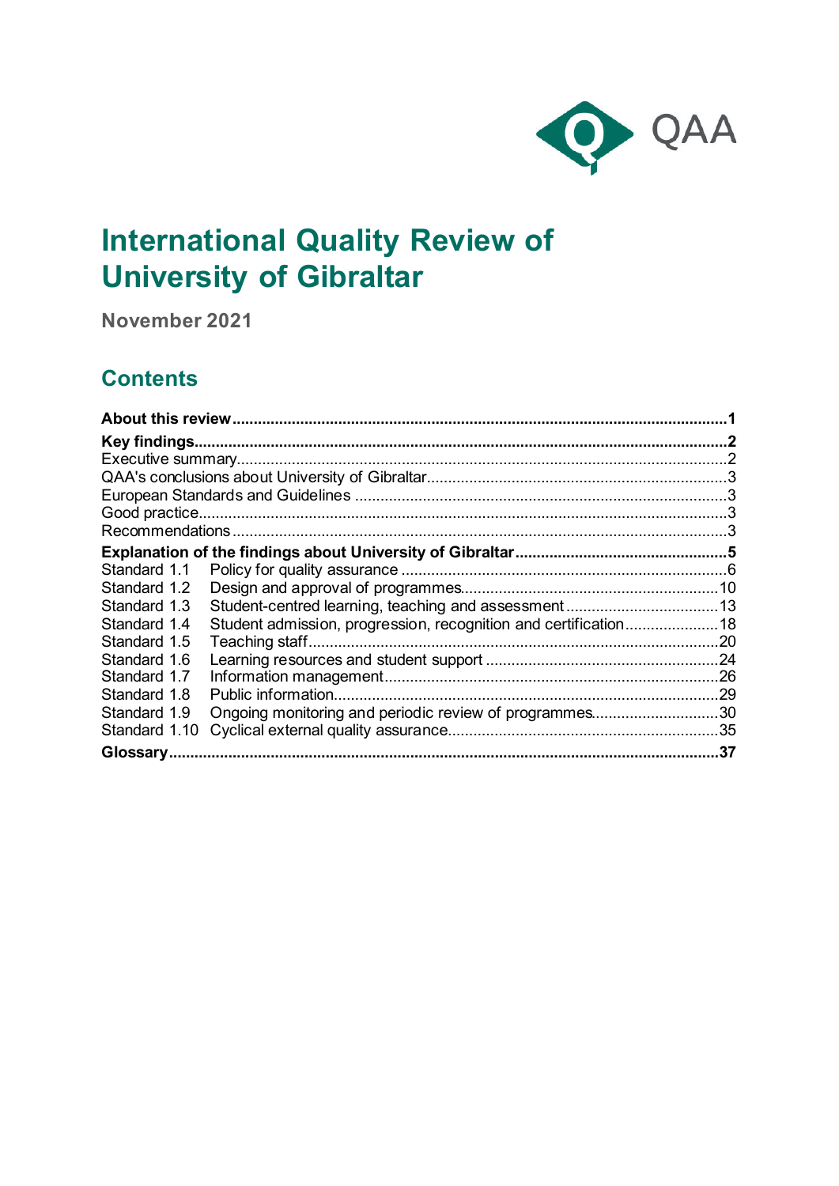QAA

# International Quality Review of University of Gibraltar

**November 2021**

## Contents

| | | |
|---|---|---|
| **About this review** | | **1** |
| **Key findings** | | **2** |
| Executive summary | | 2 |
| QAA's conclusions about University of Gibraltar | | 3 |
| European Standards and Guidelines | | 3 |
| Good practice | | 3 |
| Recommendations | | 3 |
| **Explanation of the findings about University of Gibraltar** | | **5** |
| Standard 1.1 | Policy for quality assurance | 6 |
| Standard 1.2 | Design and approval of programmes | 10 |
| Standard 1.3 | Student-centred learning, teaching and assessment | 13 |
| Standard 1.4 | Student admission, progression, recognition and certification | 18 |
| Standard 1.5 | Teaching staff | 20 |
| Standard 1.6 | Learning resources and student support | 24 |
| Standard 1.7 | Information management | 26 |
| Standard 1.8 | Public information | 29 |
| Standard 1.9 | Ongoing monitoring and periodic review of programmes | 30 |
| Standard 1.10 | Cyclical external quality assurance | 35 |
| **Glossary** | | **37** |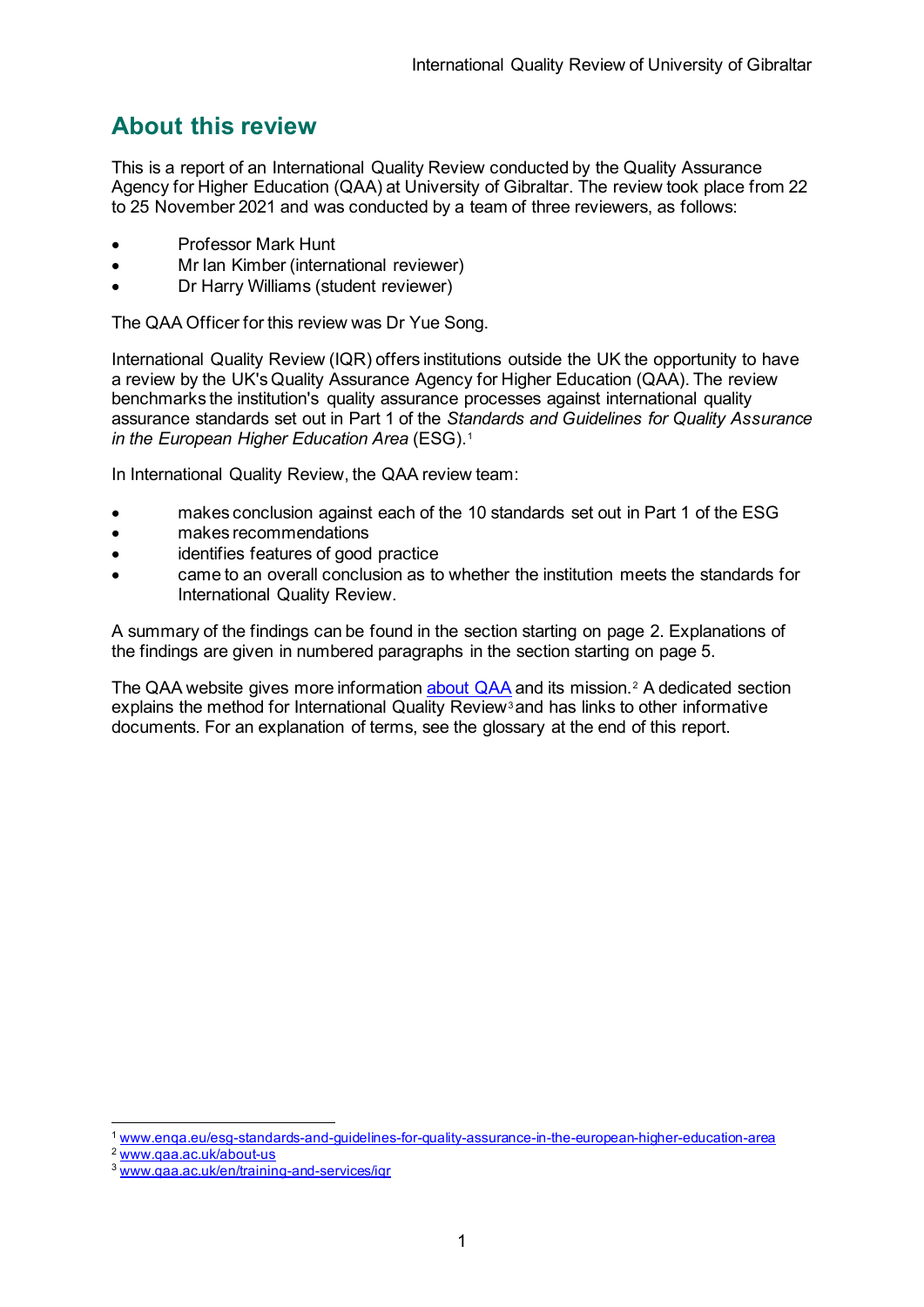## About this review

This is a report of an International Quality Review conducted by the Quality Assurance Agency for Higher Education (QAA) at University of Gibraltar. The review took place from 22 to 25 November 2021 and was conducted by a team of three reviewers, as follows:

- Professor Mark Hunt
- Mr Ian Kimber (international reviewer)
- Dr Harry Williams (student reviewer)

The QAA Officer for this review was Dr Yue Song.

International Quality Review (IQR) offers institutions outside the UK the opportunity to have a review by the UK's Quality Assurance Agency for Higher Education (QAA). The review benchmarks the institution's quality assurance processes against international quality assurance standards set out in Part 1 of the *Standards and Guidelines for Quality Assurance in the European Higher Education Area* (ESG).[1]

In International Quality Review, the QAA review team:

- makes conclusion against each of the 10 standards set out in Part 1 of the ESG
- makes recommendations
- identifies features of good practice
- came to an overall conclusion as to whether the institution meets the standards for International Quality Review.

A summary of the findings can be found in the section starting on page 2. Explanations of the findings are given in numbered paragraphs in the section starting on page 5.

The QAA website gives more information [about QAA](www.qaa.ac.uk/about-us) and its mission.[2] A dedicated section explains the method for International Quality Review[3] and has links to other informative documents. For an explanation of terms, see the glossary at the end of this report.

---

[1] www.enqa.eu/esg-standards-and-guidelines-for-quality-assurance-in-the-european-higher-education-area

[2] www.qaa.ac.uk/about-us

[3] www.qaa.ac.uk/en/training-and-services/iqr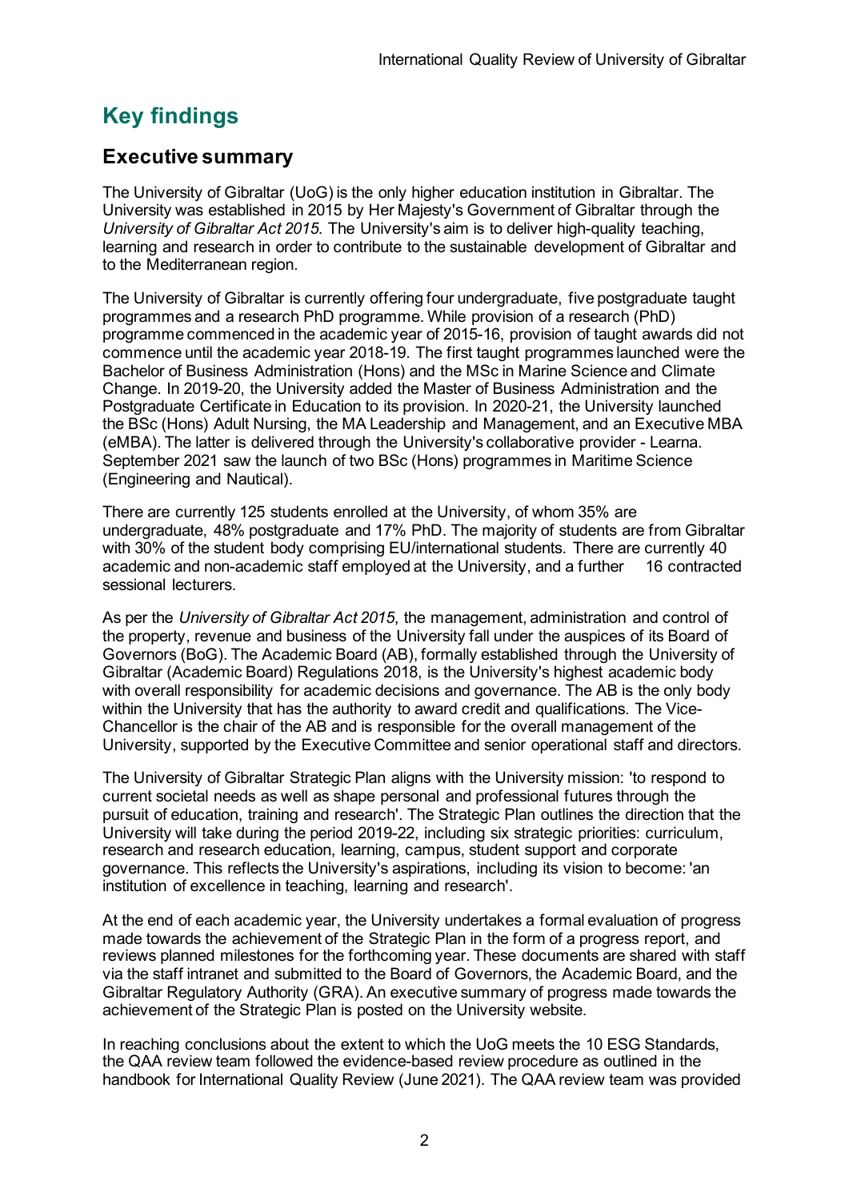# Key findings

## Executive summary

The University of Gibraltar (UoG) is the only higher education institution in Gibraltar. The University was established in 2015 by Her Majesty's Government of Gibraltar through the *University of Gibraltar Act 2015*. The University's aim is to deliver high-quality teaching, learning and research in order to contribute to the sustainable development of Gibraltar and to the Mediterranean region.

The University of Gibraltar is currently offering four undergraduate, five postgraduate taught programmes and a research PhD programme. While provision of a research (PhD) programme commenced in the academic year of 2015-16, provision of taught awards did not commence until the academic year 2018-19. The first taught programmes launched were the Bachelor of Business Administration (Hons) and the MSc in Marine Science and Climate Change. In 2019-20, the University added the Master of Business Administration and the Postgraduate Certificate in Education to its provision. In 2020-21, the University launched the BSc (Hons) Adult Nursing, the MA Leadership and Management, and an Executive MBA (eMBA). The latter is delivered through the University's collaborative provider - Learna. September 2021 saw the launch of two BSc (Hons) programmes in Maritime Science (Engineering and Nautical).

There are currently 125 students enrolled at the University, of whom 35% are undergraduate, 48% postgraduate and 17% PhD. The majority of students are from Gibraltar with 30% of the student body comprising EU/international students. There are currently 40 academic and non-academic staff employed at the University, and a further 16 contracted sessional lecturers.

As per the *University of Gibraltar Act 2015*, the management, administration and control of the property, revenue and business of the University fall under the auspices of its Board of Governors (BoG). The Academic Board (AB), formally established through the University of Gibraltar (Academic Board) Regulations 2018, is the University's highest academic body with overall responsibility for academic decisions and governance. The AB is the only body within the University that has the authority to award credit and qualifications. The Vice-Chancellor is the chair of the AB and is responsible for the overall management of the University, supported by the Executive Committee and senior operational staff and directors.

The University of Gibraltar Strategic Plan aligns with the University mission: 'to respond to current societal needs as well as shape personal and professional futures through the pursuit of education, training and research'. The Strategic Plan outlines the direction that the University will take during the period 2019-22, including six strategic priorities: curriculum, research and research education, learning, campus, student support and corporate governance. This reflects the University's aspirations, including its vision to become: 'an institution of excellence in teaching, learning and research'.

At the end of each academic year, the University undertakes a formal evaluation of progress made towards the achievement of the Strategic Plan in the form of a progress report, and reviews planned milestones for the forthcoming year. These documents are shared with staff via the staff intranet and submitted to the Board of Governors, the Academic Board, and the Gibraltar Regulatory Authority (GRA). An executive summary of progress made towards the achievement of the Strategic Plan is posted on the University website.

In reaching conclusions about the extent to which the UoG meets the 10 ESG Standards, the QAA review team followed the evidence-based review procedure as outlined in the handbook for International Quality Review (June 2021). The QAA review team was provided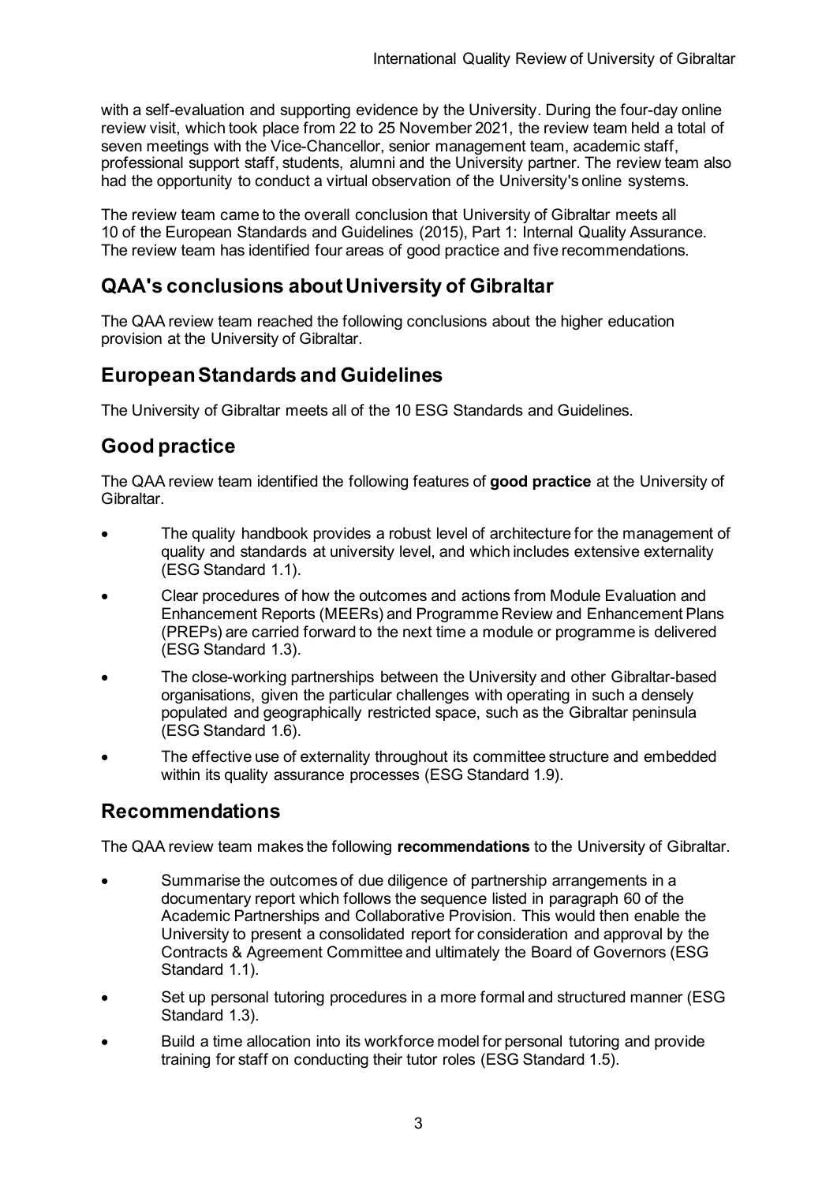with a self-evaluation and supporting evidence by the University. During the four-day online review visit, which took place from 22 to 25 November 2021, the review team held a total of seven meetings with the Vice-Chancellor, senior management team, academic staff, professional support staff, students, alumni and the University partner. The review team also had the opportunity to conduct a virtual observation of the University's online systems.

The review team came to the overall conclusion that University of Gibraltar meets all 10 of the European Standards and Guidelines (2015), Part 1: Internal Quality Assurance. The review team has identified four areas of good practice and five recommendations.

## QAA's conclusions about University of Gibraltar

The QAA review team reached the following conclusions about the higher education provision at the University of Gibraltar.

## European Standards and Guidelines

The University of Gibraltar meets all of the 10 ESG Standards and Guidelines.

## Good practice

The QAA review team identified the following features of **good practice** at the University of Gibraltar.

- The quality handbook provides a robust level of architecture for the management of quality and standards at university level, and which includes extensive externality (ESG Standard 1.1).
- Clear procedures of how the outcomes and actions from Module Evaluation and Enhancement Reports (MEERs) and Programme Review and Enhancement Plans (PREPs) are carried forward to the next time a module or programme is delivered (ESG Standard 1.3).
- The close-working partnerships between the University and other Gibraltar-based organisations, given the particular challenges with operating in such a densely populated and geographically restricted space, such as the Gibraltar peninsula (ESG Standard 1.6).
- The effective use of externality throughout its committee structure and embedded within its quality assurance processes (ESG Standard 1.9).

## Recommendations

The QAA review team makes the following **recommendations** to the University of Gibraltar.

- Summarise the outcomes of due diligence of partnership arrangements in a documentary report which follows the sequence listed in paragraph 60 of the Academic Partnerships and Collaborative Provision. This would then enable the University to present a consolidated report for consideration and approval by the Contracts & Agreement Committee and ultimately the Board of Governors (ESG Standard 1.1).
- Set up personal tutoring procedures in a more formal and structured manner (ESG Standard 1.3).
- Build a time allocation into its workforce model for personal tutoring and provide training for staff on conducting their tutor roles (ESG Standard 1.5).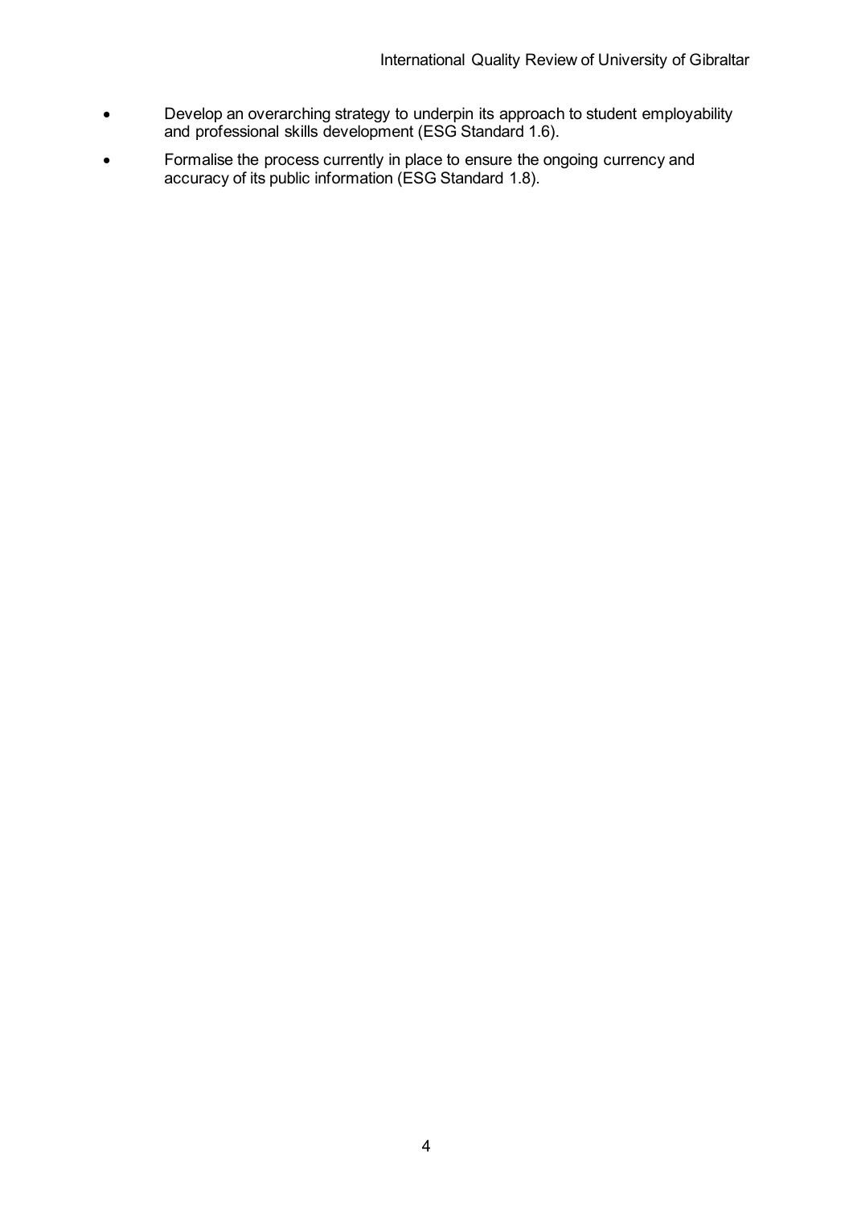- Develop an overarching strategy to underpin its approach to student employability and professional skills development (ESG Standard 1.6).
- Formalise the process currently in place to ensure the ongoing currency and accuracy of its public information (ESG Standard 1.8).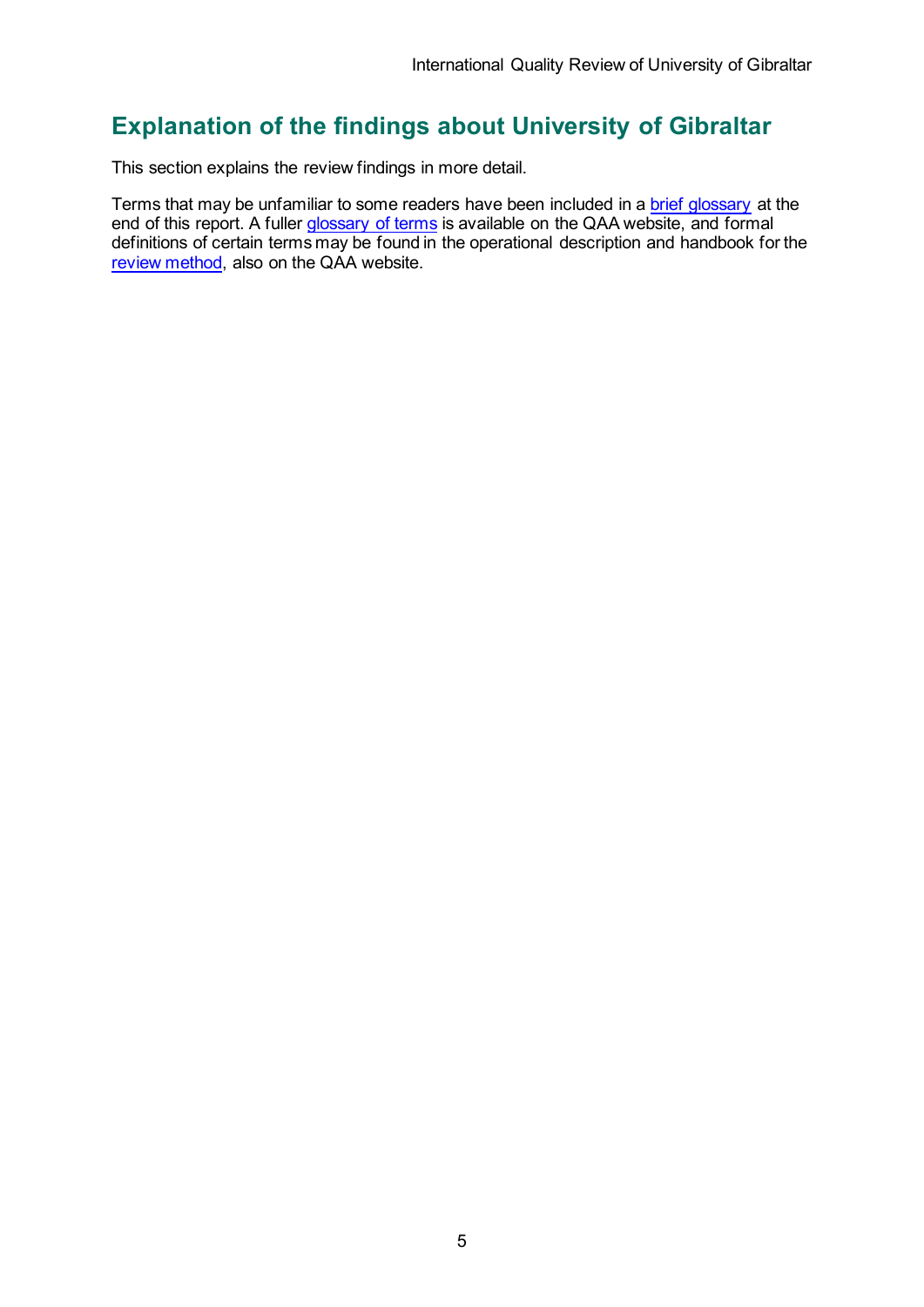## Explanation of the findings about University of Gibraltar

This section explains the review findings in more detail.

Terms that may be unfamiliar to some readers have been included in a brief glossary at the end of this report. A fuller glossary of terms is available on the QAA website, and formal definitions of certain terms may be found in the operational description and handbook for the review method, also on the QAA website.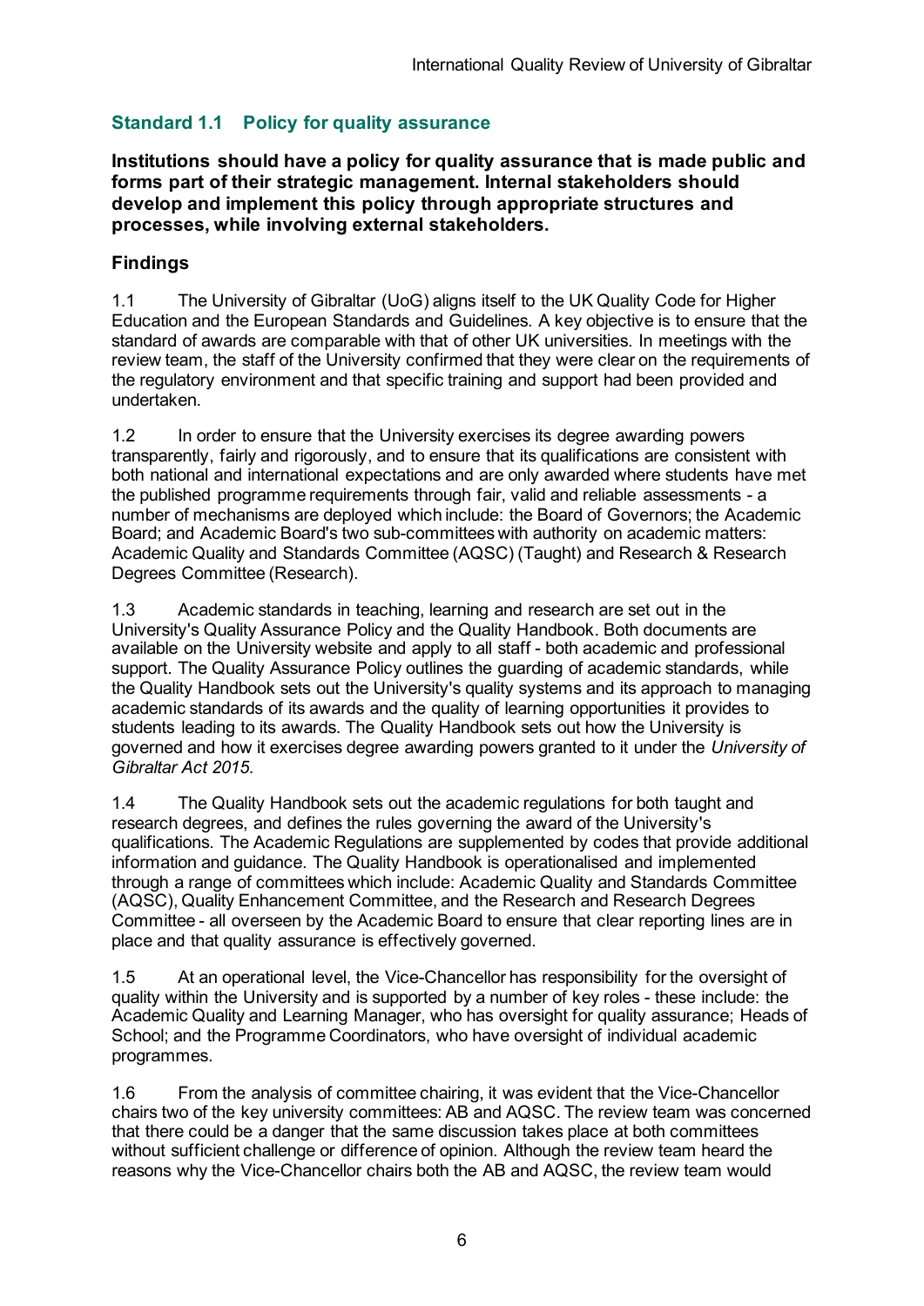## Standard 1.1 Policy for quality assurance

**Institutions should have a policy for quality assurance that is made public and forms part of their strategic management. Internal stakeholders should develop and implement this policy through appropriate structures and processes, while involving external stakeholders.**

### Findings

1.1 The University of Gibraltar (UoG) aligns itself to the UK Quality Code for Higher Education and the European Standards and Guidelines. A key objective is to ensure that the standard of awards are comparable with that of other UK universities. In meetings with the review team, the staff of the University confirmed that they were clear on the requirements of the regulatory environment and that specific training and support had been provided and undertaken.

1.2 In order to ensure that the University exercises its degree awarding powers transparently, fairly and rigorously, and to ensure that its qualifications are consistent with both national and international expectations and are only awarded where students have met the published programme requirements through fair, valid and reliable assessments - a number of mechanisms are deployed which include: the Board of Governors; the Academic Board; and Academic Board's two sub-committees with authority on academic matters: Academic Quality and Standards Committee (AQSC) (Taught) and Research & Research Degrees Committee (Research).

1.3 Academic standards in teaching, learning and research are set out in the University's Quality Assurance Policy and the Quality Handbook. Both documents are available on the University website and apply to all staff - both academic and professional support. The Quality Assurance Policy outlines the guarding of academic standards, while the Quality Handbook sets out the University's quality systems and its approach to managing academic standards of its awards and the quality of learning opportunities it provides to students leading to its awards. The Quality Handbook sets out how the University is governed and how it exercises degree awarding powers granted to it under the *University of Gibraltar Act 2015*.

1.4 The Quality Handbook sets out the academic regulations for both taught and research degrees, and defines the rules governing the award of the University's qualifications. The Academic Regulations are supplemented by codes that provide additional information and guidance. The Quality Handbook is operationalised and implemented through a range of committees which include: Academic Quality and Standards Committee (AQSC), Quality Enhancement Committee, and the Research and Research Degrees Committee - all overseen by the Academic Board to ensure that clear reporting lines are in place and that quality assurance is effectively governed.

1.5 At an operational level, the Vice-Chancellor has responsibility for the oversight of quality within the University and is supported by a number of key roles - these include: the Academic Quality and Learning Manager, who has oversight for quality assurance; Heads of School; and the Programme Coordinators, who have oversight of individual academic programmes.

1.6 From the analysis of committee chairing, it was evident that the Vice-Chancellor chairs two of the key university committees: AB and AQSC. The review team was concerned that there could be a danger that the same discussion takes place at both committees without sufficient challenge or difference of opinion. Although the review team heard the reasons why the Vice-Chancellor chairs both the AB and AQSC, the review team would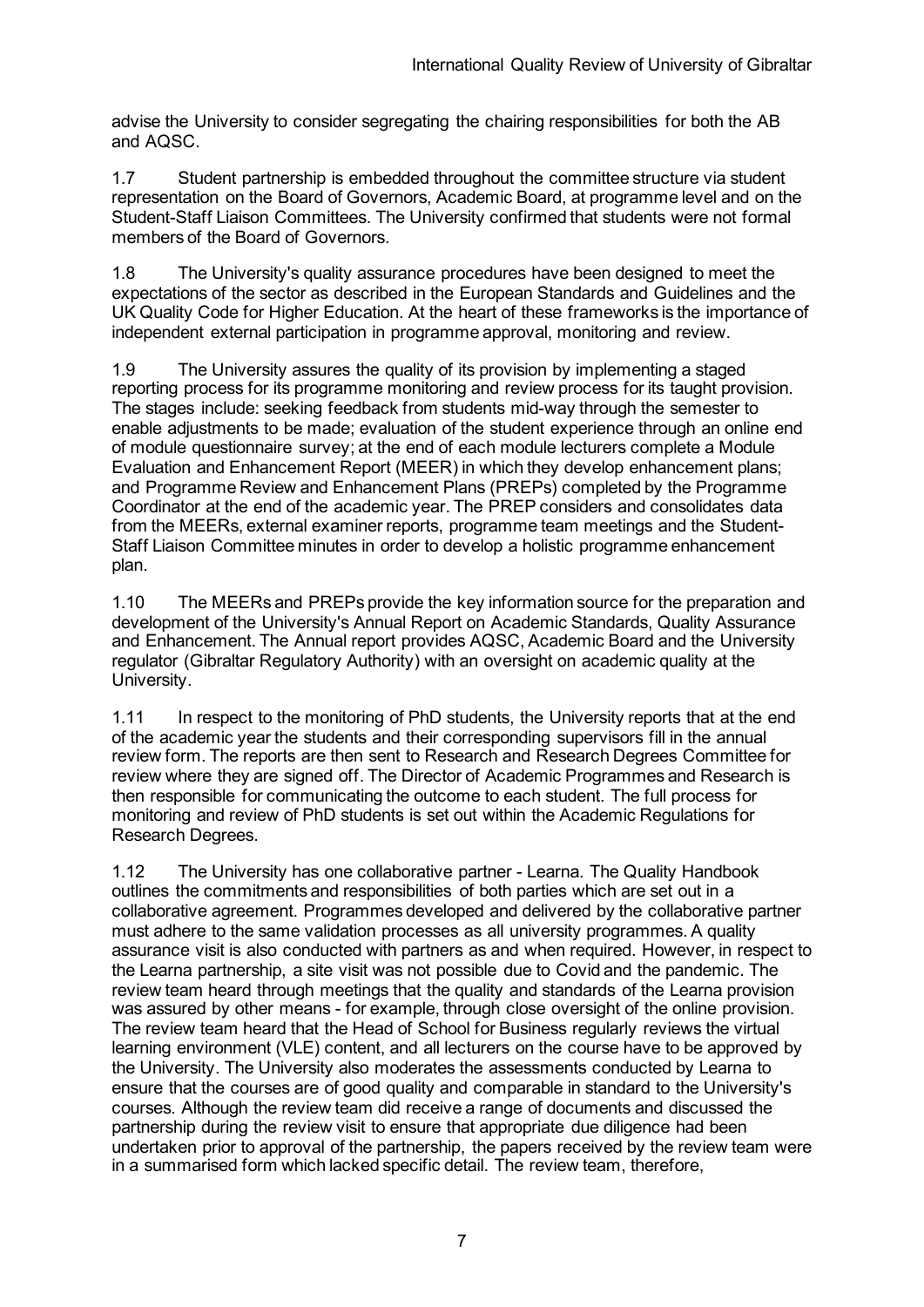advise the University to consider segregating the chairing responsibilities for both the AB and AQSC.

1.7 Student partnership is embedded throughout the committee structure via student representation on the Board of Governors, Academic Board, at programme level and on the Student-Staff Liaison Committees. The University confirmed that students were not formal members of the Board of Governors.

1.8 The University's quality assurance procedures have been designed to meet the expectations of the sector as described in the European Standards and Guidelines and the UK Quality Code for Higher Education. At the heart of these frameworks is the importance of independent external participation in programme approval, monitoring and review.

1.9 The University assures the quality of its provision by implementing a staged reporting process for its programme monitoring and review process for its taught provision. The stages include: seeking feedback from students mid-way through the semester to enable adjustments to be made; evaluation of the student experience through an online end of module questionnaire survey; at the end of each module lecturers complete a Module Evaluation and Enhancement Report (MEER) in which they develop enhancement plans; and Programme Review and Enhancement Plans (PREPs) completed by the Programme Coordinator at the end of the academic year. The PREP considers and consolidates data from the MEERs, external examiner reports, programme team meetings and the Student-Staff Liaison Committee minutes in order to develop a holistic programme enhancement plan.

1.10 The MEERs and PREPs provide the key information source for the preparation and development of the University's Annual Report on Academic Standards, Quality Assurance and Enhancement. The Annual report provides AQSC, Academic Board and the University regulator (Gibraltar Regulatory Authority) with an oversight on academic quality at the University.

1.11 In respect to the monitoring of PhD students, the University reports that at the end of the academic year the students and their corresponding supervisors fill in the annual review form. The reports are then sent to Research and Research Degrees Committee for review where they are signed off. The Director of Academic Programmes and Research is then responsible for communicating the outcome to each student. The full process for monitoring and review of PhD students is set out within the Academic Regulations for Research Degrees.

1.12 The University has one collaborative partner - Learna. The Quality Handbook outlines the commitments and responsibilities of both parties which are set out in a collaborative agreement. Programmes developed and delivered by the collaborative partner must adhere to the same validation processes as all university programmes. A quality assurance visit is also conducted with partners as and when required. However, in respect to the Learna partnership, a site visit was not possible due to Covid and the pandemic. The review team heard through meetings that the quality and standards of the Learna provision was assured by other means - for example, through close oversight of the online provision. The review team heard that the Head of School for Business regularly reviews the virtual learning environment (VLE) content, and all lecturers on the course have to be approved by the University. The University also moderates the assessments conducted by Learna to ensure that the courses are of good quality and comparable in standard to the University's courses. Although the review team did receive a range of documents and discussed the partnership during the review visit to ensure that appropriate due diligence had been undertaken prior to approval of the partnership, the papers received by the review team were in a summarised form which lacked specific detail. The review team, therefore,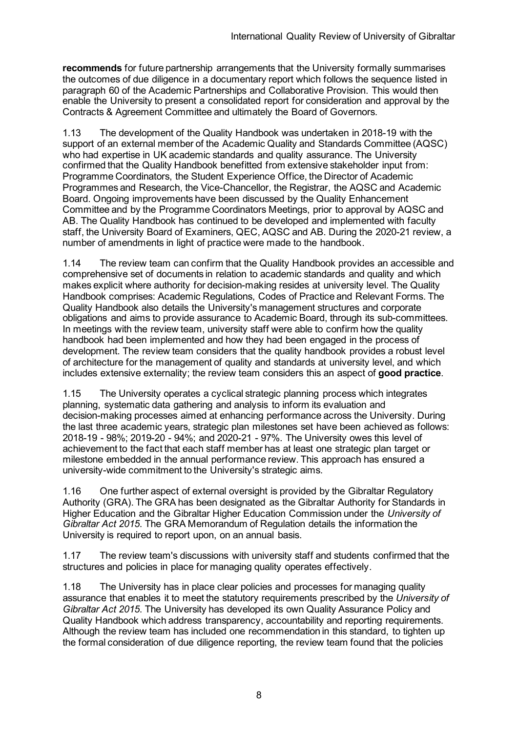**recommends** for future partnership arrangements that the University formally summarises the outcomes of due diligence in a documentary report which follows the sequence listed in paragraph 60 of the Academic Partnerships and Collaborative Provision. This would then enable the University to present a consolidated report for consideration and approval by the Contracts & Agreement Committee and ultimately the Board of Governors.

1.13 The development of the Quality Handbook was undertaken in 2018-19 with the support of an external member of the Academic Quality and Standards Committee (AQSC) who had expertise in UK academic standards and quality assurance. The University confirmed that the Quality Handbook benefitted from extensive stakeholder input from: Programme Coordinators, the Student Experience Office, the Director of Academic Programmes and Research, the Vice-Chancellor, the Registrar, the AQSC and Academic Board. Ongoing improvements have been discussed by the Quality Enhancement Committee and by the Programme Coordinators Meetings, prior to approval by AQSC and AB. The Quality Handbook has continued to be developed and implemented with faculty staff, the University Board of Examiners, QEC, AQSC and AB. During the 2020-21 review, a number of amendments in light of practice were made to the handbook.

1.14 The review team can confirm that the Quality Handbook provides an accessible and comprehensive set of documents in relation to academic standards and quality and which makes explicit where authority for decision-making resides at university level. The Quality Handbook comprises: Academic Regulations, Codes of Practice and Relevant Forms. The Quality Handbook also details the University's management structures and corporate obligations and aims to provide assurance to Academic Board, through its sub-committees. In meetings with the review team, university staff were able to confirm how the quality handbook had been implemented and how they had been engaged in the process of development. The review team considers that the quality handbook provides a robust level of architecture for the management of quality and standards at university level, and which includes extensive externality; the review team considers this an aspect of **good practice**.

1.15 The University operates a cyclical strategic planning process which integrates planning, systematic data gathering and analysis to inform its evaluation and decision-making processes aimed at enhancing performance across the University. During the last three academic years, strategic plan milestones set have been achieved as follows: 2018-19 - 98%; 2019-20 - 94%; and 2020-21 - 97%. The University owes this level of achievement to the fact that each staff member has at least one strategic plan target or milestone embedded in the annual performance review. This approach has ensured a university-wide commitment to the University's strategic aims.

1.16 One further aspect of external oversight is provided by the Gibraltar Regulatory Authority (GRA). The GRA has been designated as the Gibraltar Authority for Standards in Higher Education and the Gibraltar Higher Education Commission under the *University of Gibraltar Act 2015*. The GRA Memorandum of Regulation details the information the University is required to report upon, on an annual basis.

1.17 The review team's discussions with university staff and students confirmed that the structures and policies in place for managing quality operates effectively.

1.18 The University has in place clear policies and processes for managing quality assurance that enables it to meet the statutory requirements prescribed by the *University of Gibraltar Act 2015*. The University has developed its own Quality Assurance Policy and Quality Handbook which address transparency, accountability and reporting requirements. Although the review team has included one recommendation in this standard, to tighten up the formal consideration of due diligence reporting, the review team found that the policies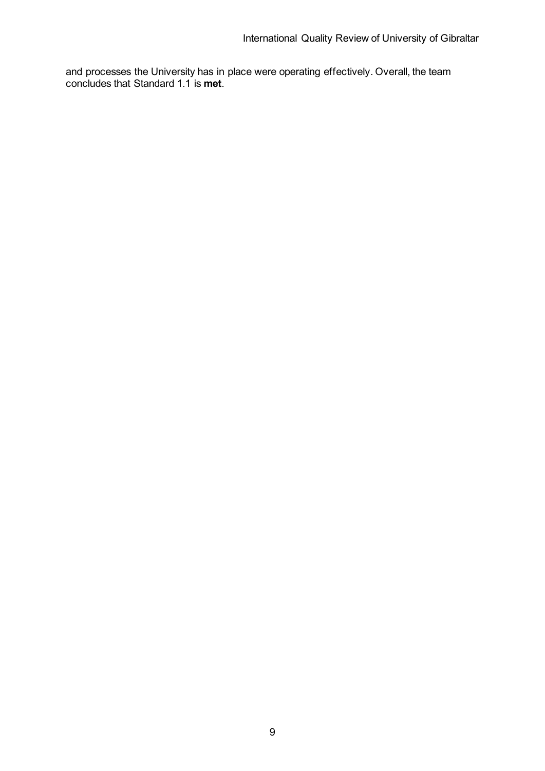and processes the University has in place were operating effectively. Overall, the team concludes that Standard 1.1 is **met**.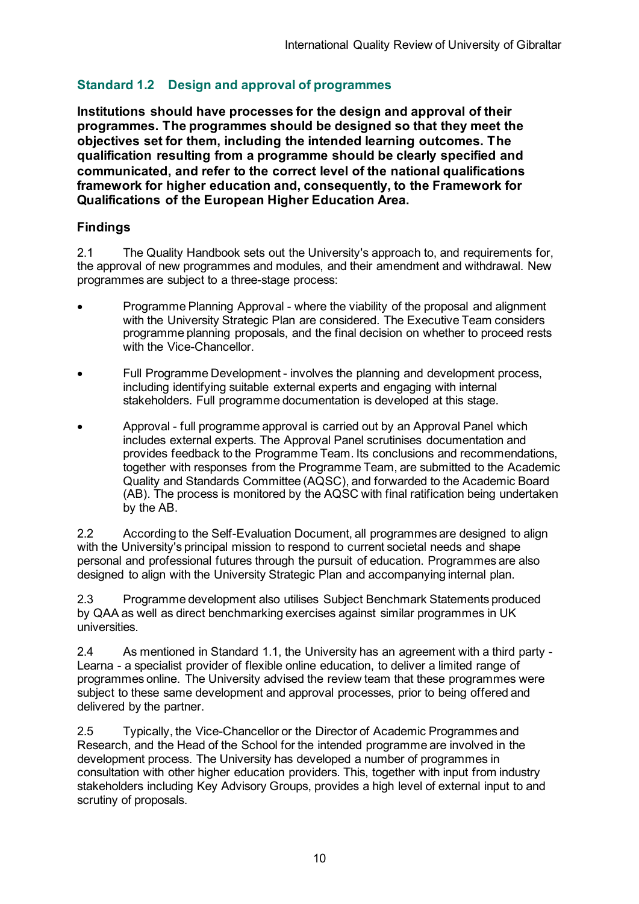### Standard 1.2 Design and approval of programmes

**Institutions should have processes for the design and approval of their programmes. The programmes should be designed so that they meet the objectives set for them, including the intended learning outcomes. The qualification resulting from a programme should be clearly specified and communicated, and refer to the correct level of the national qualifications framework for higher education and, consequently, to the Framework for Qualifications of the European Higher Education Area.**

#### Findings

2.1 The Quality Handbook sets out the University's approach to, and requirements for, the approval of new programmes and modules, and their amendment and withdrawal. New programmes are subject to a three-stage process:

- Programme Planning Approval - where the viability of the proposal and alignment with the University Strategic Plan are considered. The Executive Team considers programme planning proposals, and the final decision on whether to proceed rests with the Vice-Chancellor.
- Full Programme Development - involves the planning and development process, including identifying suitable external experts and engaging with internal stakeholders. Full programme documentation is developed at this stage.
- Approval - full programme approval is carried out by an Approval Panel which includes external experts. The Approval Panel scrutinises documentation and provides feedback to the Programme Team. Its conclusions and recommendations, together with responses from the Programme Team, are submitted to the Academic Quality and Standards Committee (AQSC), and forwarded to the Academic Board (AB). The process is monitored by the AQSC with final ratification being undertaken by the AB.

2.2 According to the Self-Evaluation Document, all programmes are designed to align with the University's principal mission to respond to current societal needs and shape personal and professional futures through the pursuit of education. Programmes are also designed to align with the University Strategic Plan and accompanying internal plan.

2.3 Programme development also utilises Subject Benchmark Statements produced by QAA as well as direct benchmarking exercises against similar programmes in UK universities.

2.4 As mentioned in Standard 1.1, the University has an agreement with a third party - Learna - a specialist provider of flexible online education, to deliver a limited range of programmes online. The University advised the review team that these programmes were subject to these same development and approval processes, prior to being offered and delivered by the partner.

2.5 Typically, the Vice-Chancellor or the Director of Academic Programmes and Research, and the Head of the School for the intended programme are involved in the development process. The University has developed a number of programmes in consultation with other higher education providers. This, together with input from industry stakeholders including Key Advisory Groups, provides a high level of external input to and scrutiny of proposals.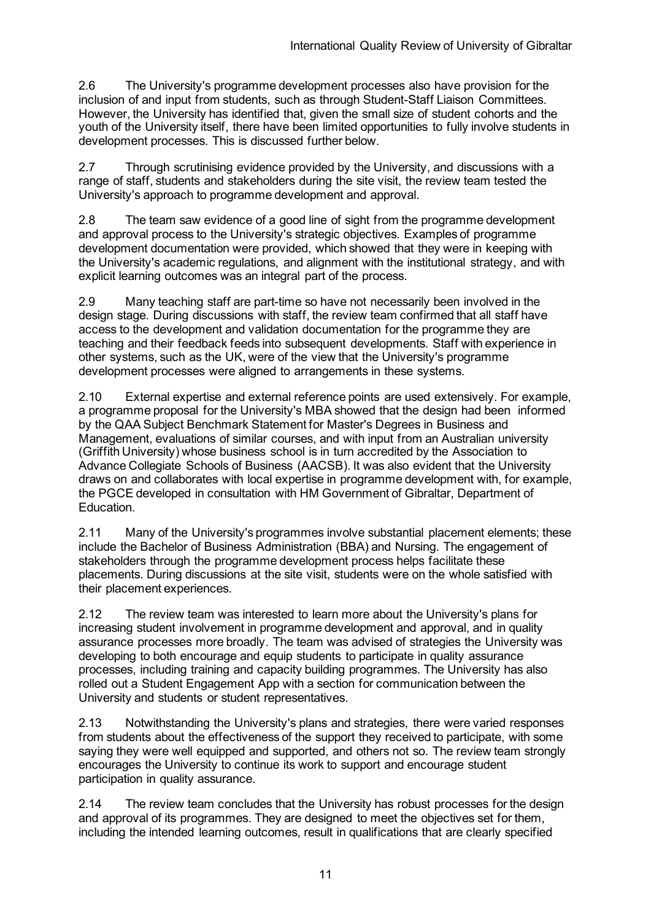2.6 The University's programme development processes also have provision for the inclusion of and input from students, such as through Student-Staff Liaison Committees. However, the University has identified that, given the small size of student cohorts and the youth of the University itself, there have been limited opportunities to fully involve students in development processes. This is discussed further below.

2.7 Through scrutinising evidence provided by the University, and discussions with a range of staff, students and stakeholders during the site visit, the review team tested the University's approach to programme development and approval.

2.8 The team saw evidence of a good line of sight from the programme development and approval process to the University's strategic objectives. Examples of programme development documentation were provided, which showed that they were in keeping with the University's academic regulations, and alignment with the institutional strategy, and with explicit learning outcomes was an integral part of the process.

2.9 Many teaching staff are part-time so have not necessarily been involved in the design stage. During discussions with staff, the review team confirmed that all staff have access to the development and validation documentation for the programme they are teaching and their feedback feeds into subsequent developments. Staff with experience in other systems, such as the UK, were of the view that the University's programme development processes were aligned to arrangements in these systems.

2.10 External expertise and external reference points are used extensively. For example, a programme proposal for the University's MBA showed that the design had been informed by the QAA Subject Benchmark Statement for Master's Degrees in Business and Management, evaluations of similar courses, and with input from an Australian university (Griffith University) whose business school is in turn accredited by the Association to Advance Collegiate Schools of Business (AACSB). It was also evident that the University draws on and collaborates with local expertise in programme development with, for example, the PGCE developed in consultation with HM Government of Gibraltar, Department of Education.

2.11 Many of the University's programmes involve substantial placement elements; these include the Bachelor of Business Administration (BBA) and Nursing. The engagement of stakeholders through the programme development process helps facilitate these placements. During discussions at the site visit, students were on the whole satisfied with their placement experiences.

2.12 The review team was interested to learn more about the University's plans for increasing student involvement in programme development and approval, and in quality assurance processes more broadly. The team was advised of strategies the University was developing to both encourage and equip students to participate in quality assurance processes, including training and capacity building programmes. The University has also rolled out a Student Engagement App with a section for communication between the University and students or student representatives.

2.13 Notwithstanding the University's plans and strategies, there were varied responses from students about the effectiveness of the support they received to participate, with some saying they were well equipped and supported, and others not so. The review team strongly encourages the University to continue its work to support and encourage student participation in quality assurance.

2.14 The review team concludes that the University has robust processes for the design and approval of its programmes. They are designed to meet the objectives set for them, including the intended learning outcomes, result in qualifications that are clearly specified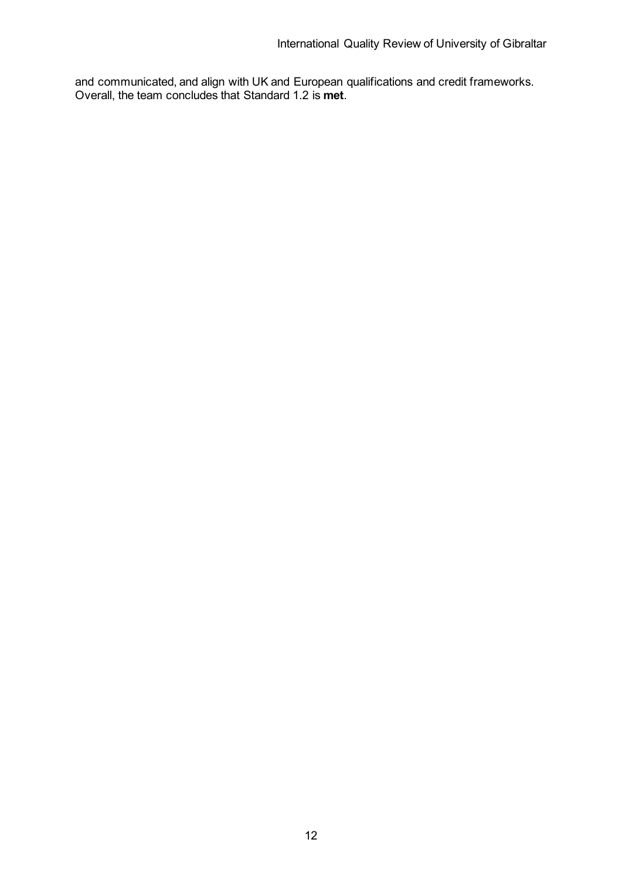and communicated, and align with UK and European qualifications and credit frameworks. Overall, the team concludes that Standard 1.2 is **met**.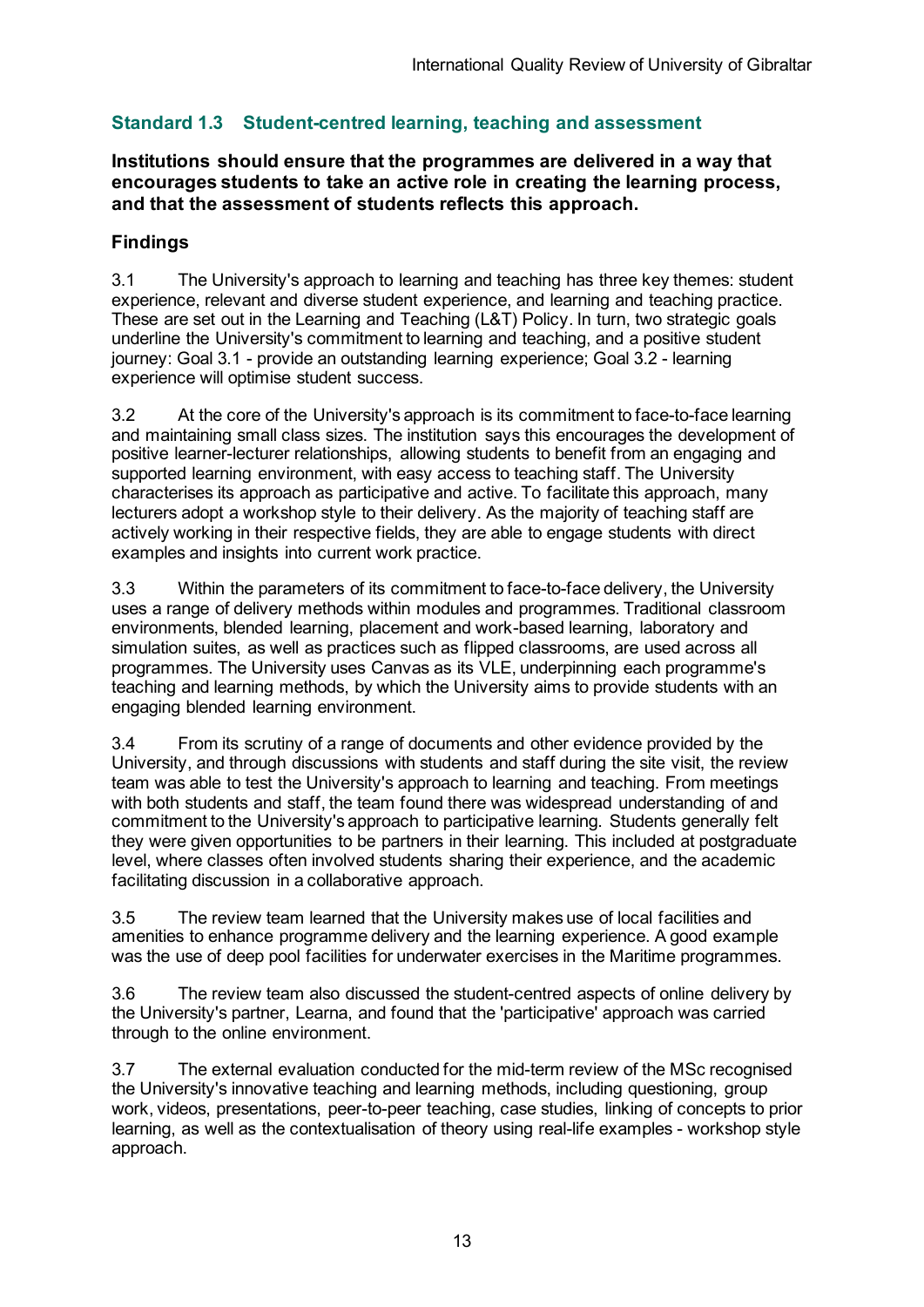## Standard 1.3 Student-centred learning, teaching and assessment

**Institutions should ensure that the programmes are delivered in a way that encourages students to take an active role in creating the learning process, and that the assessment of students reflects this approach.**

### Findings

3.1 The University's approach to learning and teaching has three key themes: student experience, relevant and diverse student experience, and learning and teaching practice. These are set out in the Learning and Teaching (L&T) Policy. In turn, two strategic goals underline the University's commitment to learning and teaching, and a positive student journey: Goal 3.1 - provide an outstanding learning experience; Goal 3.2 - learning experience will optimise student success.

3.2 At the core of the University's approach is its commitment to face-to-face learning and maintaining small class sizes. The institution says this encourages the development of positive learner-lecturer relationships, allowing students to benefit from an engaging and supported learning environment, with easy access to teaching staff. The University characterises its approach as participative and active. To facilitate this approach, many lecturers adopt a workshop style to their delivery. As the majority of teaching staff are actively working in their respective fields, they are able to engage students with direct examples and insights into current work practice.

3.3 Within the parameters of its commitment to face-to-face delivery, the University uses a range of delivery methods within modules and programmes. Traditional classroom environments, blended learning, placement and work-based learning, laboratory and simulation suites, as well as practices such as flipped classrooms, are used across all programmes. The University uses Canvas as its VLE, underpinning each programme's teaching and learning methods, by which the University aims to provide students with an engaging blended learning environment.

3.4 From its scrutiny of a range of documents and other evidence provided by the University, and through discussions with students and staff during the site visit, the review team was able to test the University's approach to learning and teaching. From meetings with both students and staff, the team found there was widespread understanding of and commitment to the University's approach to participative learning. Students generally felt they were given opportunities to be partners in their learning. This included at postgraduate level, where classes often involved students sharing their experience, and the academic facilitating discussion in a collaborative approach.

3.5 The review team learned that the University makes use of local facilities and amenities to enhance programme delivery and the learning experience. A good example was the use of deep pool facilities for underwater exercises in the Maritime programmes.

3.6 The review team also discussed the student-centred aspects of online delivery by the University's partner, Learna, and found that the 'participative' approach was carried through to the online environment.

3.7 The external evaluation conducted for the mid-term review of the MSc recognised the University's innovative teaching and learning methods, including questioning, group work, videos, presentations, peer-to-peer teaching, case studies, linking of concepts to prior learning, as well as the contextualisation of theory using real-life examples - workshop style approach.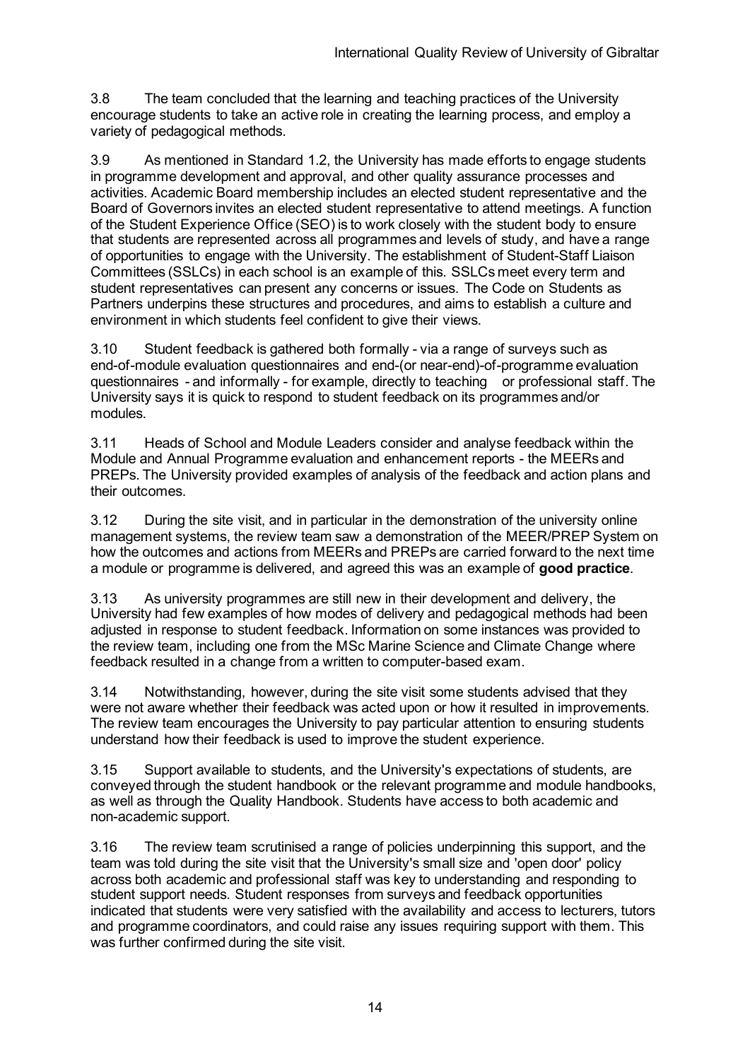3.8 The team concluded that the learning and teaching practices of the University encourage students to take an active role in creating the learning process, and employ a variety of pedagogical methods.

3.9 As mentioned in Standard 1.2, the University has made efforts to engage students in programme development and approval, and other quality assurance processes and activities. Academic Board membership includes an elected student representative and the Board of Governors invites an elected student representative to attend meetings. A function of the Student Experience Office (SEO) is to work closely with the student body to ensure that students are represented across all programmes and levels of study, and have a range of opportunities to engage with the University. The establishment of Student-Staff Liaison Committees (SSLCs) in each school is an example of this. SSLCs meet every term and student representatives can present any concerns or issues. The Code on Students as Partners underpins these structures and procedures, and aims to establish a culture and environment in which students feel confident to give their views.

3.10 Student feedback is gathered both formally - via a range of surveys such as end-of-module evaluation questionnaires and end-(or near-end)-of-programme evaluation questionnaires - and informally - for example, directly to teaching or professional staff. The University says it is quick to respond to student feedback on its programmes and/or modules.

3.11 Heads of School and Module Leaders consider and analyse feedback within the Module and Annual Programme evaluation and enhancement reports - the MEERs and PREPs. The University provided examples of analysis of the feedback and action plans and their outcomes.

3.12 During the site visit, and in particular in the demonstration of the university online management systems, the review team saw a demonstration of the MEER/PREP System on how the outcomes and actions from MEERs and PREPs are carried forward to the next time a module or programme is delivered, and agreed this was an example of **good practice**.

3.13 As university programmes are still new in their development and delivery, the University had few examples of how modes of delivery and pedagogical methods had been adjusted in response to student feedback. Information on some instances was provided to the review team, including one from the MSc Marine Science and Climate Change where feedback resulted in a change from a written to computer-based exam.

3.14 Notwithstanding, however, during the site visit some students advised that they were not aware whether their feedback was acted upon or how it resulted in improvements. The review team encourages the University to pay particular attention to ensuring students understand how their feedback is used to improve the student experience.

3.15 Support available to students, and the University's expectations of students, are conveyed through the student handbook or the relevant programme and module handbooks, as well as through the Quality Handbook. Students have access to both academic and non-academic support.

3.16 The review team scrutinised a range of policies underpinning this support, and the team was told during the site visit that the University's small size and 'open door' policy across both academic and professional staff was key to understanding and responding to student support needs. Student responses from surveys and feedback opportunities indicated that students were very satisfied with the availability and access to lecturers, tutors and programme coordinators, and could raise any issues requiring support with them. This was further confirmed during the site visit.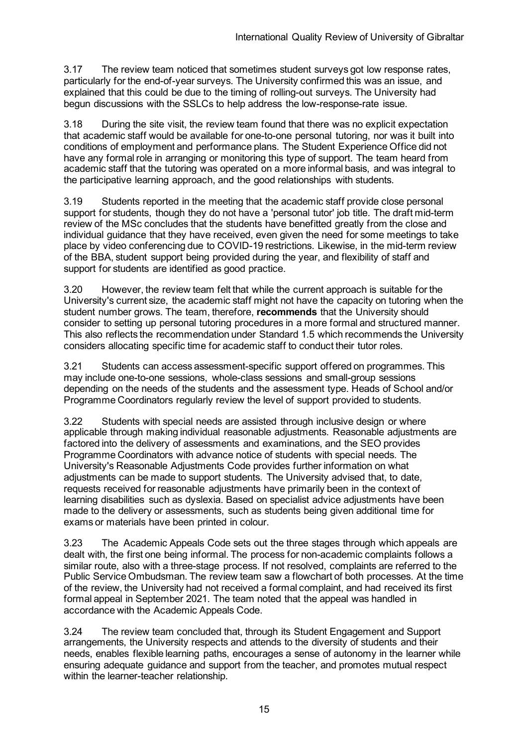3.17 The review team noticed that sometimes student surveys got low response rates, particularly for the end-of-year surveys. The University confirmed this was an issue, and explained that this could be due to the timing of rolling-out surveys. The University had begun discussions with the SSLCs to help address the low-response-rate issue.

3.18 During the site visit, the review team found that there was no explicit expectation that academic staff would be available for one-to-one personal tutoring, nor was it built into conditions of employment and performance plans. The Student Experience Office did not have any formal role in arranging or monitoring this type of support. The team heard from academic staff that the tutoring was operated on a more informal basis, and was integral to the participative learning approach, and the good relationships with students.

3.19 Students reported in the meeting that the academic staff provide close personal support for students, though they do not have a 'personal tutor' job title. The draft mid-term review of the MSc concludes that the students have benefitted greatly from the close and individual guidance that they have received, even given the need for some meetings to take place by video conferencing due to COVID-19 restrictions. Likewise, in the mid-term review of the BBA, student support being provided during the year, and flexibility of staff and support for students are identified as good practice.

3.20 However, the review team felt that while the current approach is suitable for the University's current size, the academic staff might not have the capacity on tutoring when the student number grows. The team, therefore, **recommends** that the University should consider to setting up personal tutoring procedures in a more formal and structured manner. This also reflects the recommendation under Standard 1.5 which recommends the University considers allocating specific time for academic staff to conduct their tutor roles.

3.21 Students can access assessment-specific support offered on programmes. This may include one-to-one sessions, whole-class sessions and small-group sessions depending on the needs of the students and the assessment type. Heads of School and/or Programme Coordinators regularly review the level of support provided to students.

3.22 Students with special needs are assisted through inclusive design or where applicable through making individual reasonable adjustments. Reasonable adjustments are factored into the delivery of assessments and examinations, and the SEO provides Programme Coordinators with advance notice of students with special needs. The University's Reasonable Adjustments Code provides further information on what adjustments can be made to support students. The University advised that, to date, requests received for reasonable adjustments have primarily been in the context of learning disabilities such as dyslexia. Based on specialist advice adjustments have been made to the delivery or assessments, such as students being given additional time for exams or materials have been printed in colour.

3.23 The Academic Appeals Code sets out the three stages through which appeals are dealt with, the first one being informal. The process for non-academic complaints follows a similar route, also with a three-stage process. If not resolved, complaints are referred to the Public Service Ombudsman. The review team saw a flowchart of both processes. At the time of the review, the University had not received a formal complaint, and had received its first formal appeal in September 2021. The team noted that the appeal was handled in accordance with the Academic Appeals Code.

3.24 The review team concluded that, through its Student Engagement and Support arrangements, the University respects and attends to the diversity of students and their needs, enables flexible learning paths, encourages a sense of autonomy in the learner while ensuring adequate guidance and support from the teacher, and promotes mutual respect within the learner-teacher relationship.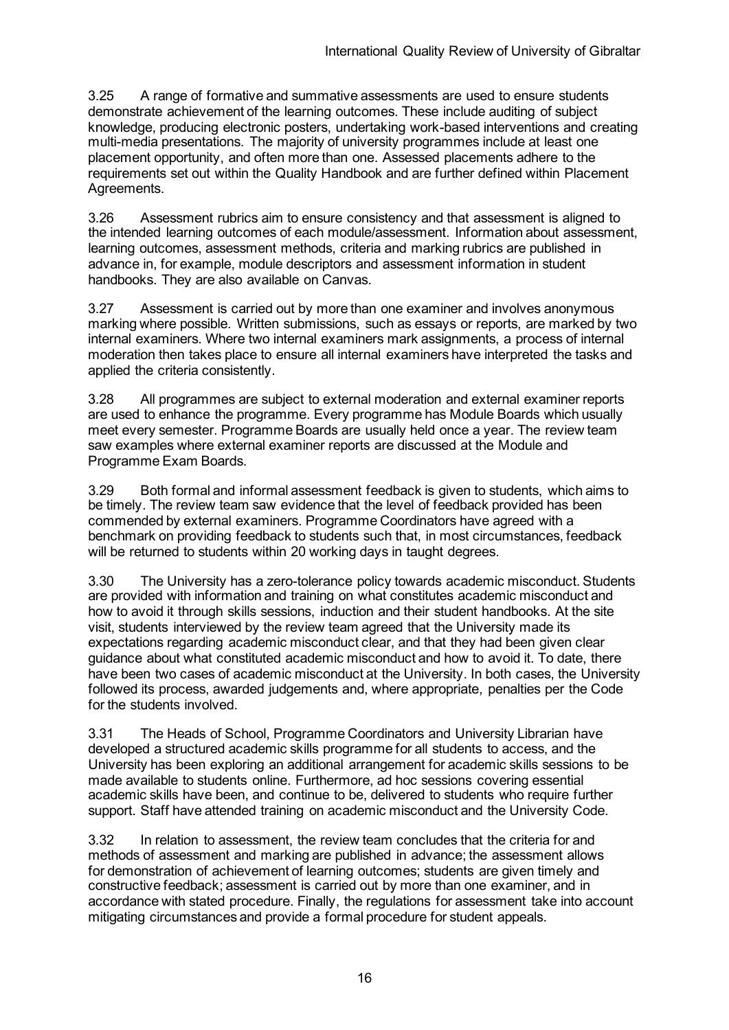3.25 A range of formative and summative assessments are used to ensure students demonstrate achievement of the learning outcomes. These include auditing of subject knowledge, producing electronic posters, undertaking work-based interventions and creating multi-media presentations. The majority of university programmes include at least one placement opportunity, and often more than one. Assessed placements adhere to the requirements set out within the Quality Handbook and are further defined within Placement Agreements.

3.26 Assessment rubrics aim to ensure consistency and that assessment is aligned to the intended learning outcomes of each module/assessment. Information about assessment, learning outcomes, assessment methods, criteria and marking rubrics are published in advance in, for example, module descriptors and assessment information in student handbooks. They are also available on Canvas.

3.27 Assessment is carried out by more than one examiner and involves anonymous marking where possible. Written submissions, such as essays or reports, are marked by two internal examiners. Where two internal examiners mark assignments, a process of internal moderation then takes place to ensure all internal examiners have interpreted the tasks and applied the criteria consistently.

3.28 All programmes are subject to external moderation and external examiner reports are used to enhance the programme. Every programme has Module Boards which usually meet every semester. Programme Boards are usually held once a year. The review team saw examples where external examiner reports are discussed at the Module and Programme Exam Boards.

3.29 Both formal and informal assessment feedback is given to students, which aims to be timely. The review team saw evidence that the level of feedback provided has been commended by external examiners. Programme Coordinators have agreed with a benchmark on providing feedback to students such that, in most circumstances, feedback will be returned to students within 20 working days in taught degrees.

3.30 The University has a zero-tolerance policy towards academic misconduct. Students are provided with information and training on what constitutes academic misconduct and how to avoid it through skills sessions, induction and their student handbooks. At the site visit, students interviewed by the review team agreed that the University made its expectations regarding academic misconduct clear, and that they had been given clear guidance about what constituted academic misconduct and how to avoid it. To date, there have been two cases of academic misconduct at the University. In both cases, the University followed its process, awarded judgements and, where appropriate, penalties per the Code for the students involved.

3.31 The Heads of School, Programme Coordinators and University Librarian have developed a structured academic skills programme for all students to access, and the University has been exploring an additional arrangement for academic skills sessions to be made available to students online. Furthermore, ad hoc sessions covering essential academic skills have been, and continue to be, delivered to students who require further support. Staff have attended training on academic misconduct and the University Code.

3.32 In relation to assessment, the review team concludes that the criteria for and methods of assessment and marking are published in advance; the assessment allows for demonstration of achievement of learning outcomes; students are given timely and constructive feedback; assessment is carried out by more than one examiner, and in accordance with stated procedure. Finally, the regulations for assessment take into account mitigating circumstances and provide a formal procedure for student appeals.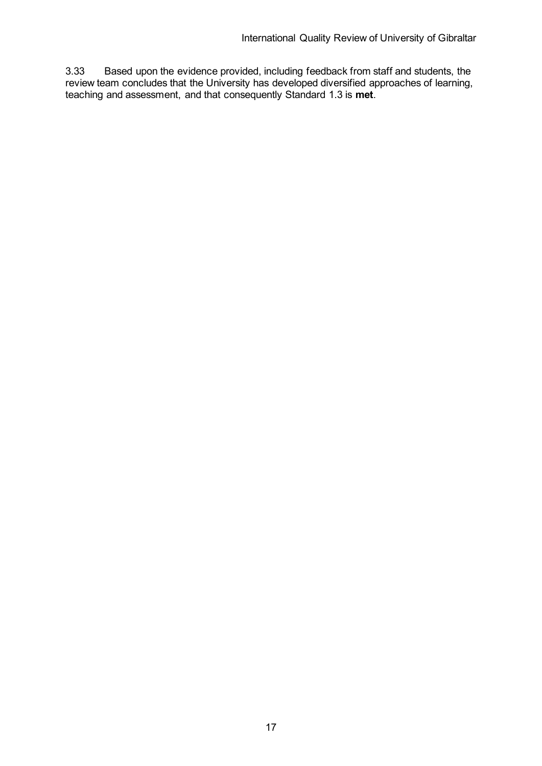3.33 Based upon the evidence provided, including feedback from staff and students, the review team concludes that the University has developed diversified approaches of learning, teaching and assessment, and that consequently Standard 1.3 is **met**.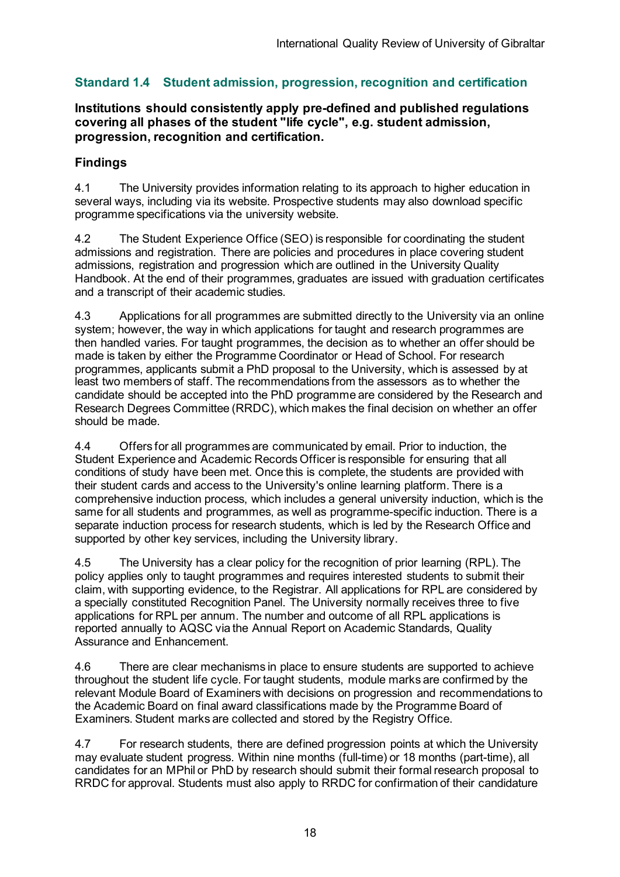## Standard 1.4 Student admission, progression, recognition and certification

**Institutions should consistently apply pre-defined and published regulations covering all phases of the student "life cycle", e.g. student admission, progression, recognition and certification.**

### Findings

4.1 The University provides information relating to its approach to higher education in several ways, including via its website. Prospective students may also download specific programme specifications via the university website.

4.2 The Student Experience Office (SEO) is responsible for coordinating the student admissions and registration. There are policies and procedures in place covering student admissions, registration and progression which are outlined in the University Quality Handbook. At the end of their programmes, graduates are issued with graduation certificates and a transcript of their academic studies.

4.3 Applications for all programmes are submitted directly to the University via an online system; however, the way in which applications for taught and research programmes are then handled varies. For taught programmes, the decision as to whether an offer should be made is taken by either the Programme Coordinator or Head of School. For research programmes, applicants submit a PhD proposal to the University, which is assessed by at least two members of staff. The recommendations from the assessors as to whether the candidate should be accepted into the PhD programme are considered by the Research and Research Degrees Committee (RRDC), which makes the final decision on whether an offer should be made.

4.4 Offers for all programmes are communicated by email. Prior to induction, the Student Experience and Academic Records Officer is responsible for ensuring that all conditions of study have been met. Once this is complete, the students are provided with their student cards and access to the University's online learning platform. There is a comprehensive induction process, which includes a general university induction, which is the same for all students and programmes, as well as programme-specific induction. There is a separate induction process for research students, which is led by the Research Office and supported by other key services, including the University library.

4.5 The University has a clear policy for the recognition of prior learning (RPL). The policy applies only to taught programmes and requires interested students to submit their claim, with supporting evidence, to the Registrar. All applications for RPL are considered by a specially constituted Recognition Panel. The University normally receives three to five applications for RPL per annum. The number and outcome of all RPL applications is reported annually to AQSC via the Annual Report on Academic Standards, Quality Assurance and Enhancement.

4.6 There are clear mechanisms in place to ensure students are supported to achieve throughout the student life cycle. For taught students, module marks are confirmed by the relevant Module Board of Examiners with decisions on progression and recommendations to the Academic Board on final award classifications made by the Programme Board of Examiners. Student marks are collected and stored by the Registry Office.

4.7 For research students, there are defined progression points at which the University may evaluate student progress. Within nine months (full-time) or 18 months (part-time), all candidates for an MPhil or PhD by research should submit their formal research proposal to RRDC for approval. Students must also apply to RRDC for confirmation of their candidature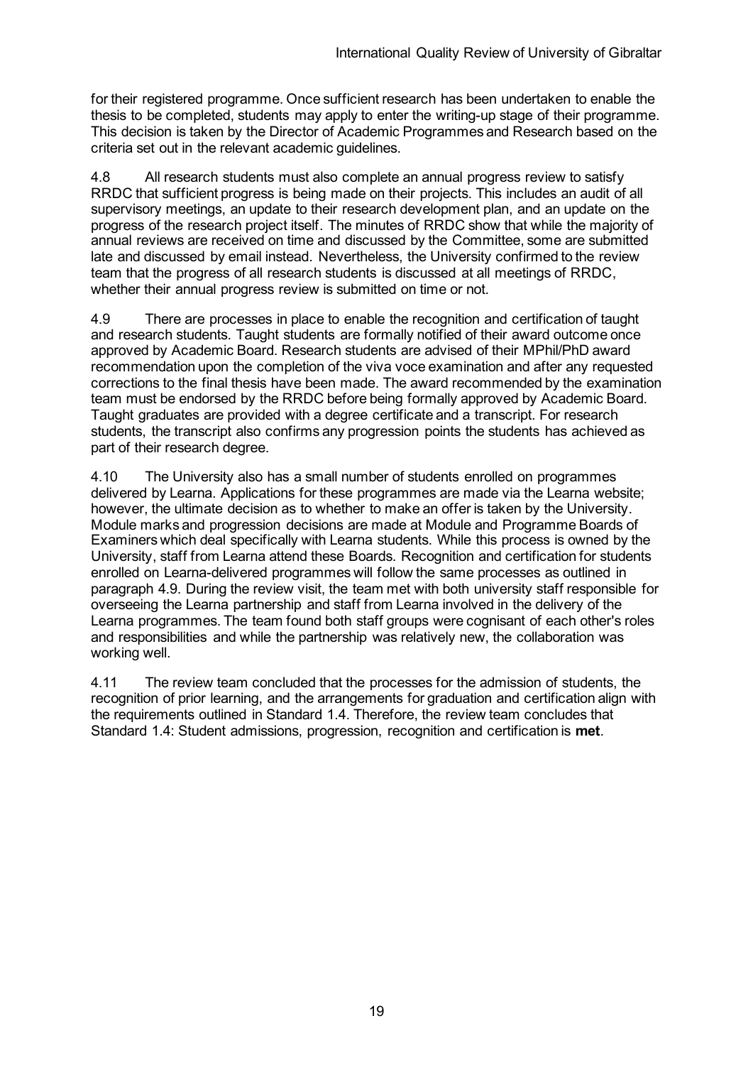for their registered programme. Once sufficient research has been undertaken to enable the thesis to be completed, students may apply to enter the writing-up stage of their programme. This decision is taken by the Director of Academic Programmes and Research based on the criteria set out in the relevant academic guidelines.

4.8 All research students must also complete an annual progress review to satisfy RRDC that sufficient progress is being made on their projects. This includes an audit of all supervisory meetings, an update to their research development plan, and an update on the progress of the research project itself. The minutes of RRDC show that while the majority of annual reviews are received on time and discussed by the Committee, some are submitted late and discussed by email instead. Nevertheless, the University confirmed to the review team that the progress of all research students is discussed at all meetings of RRDC, whether their annual progress review is submitted on time or not.

4.9 There are processes in place to enable the recognition and certification of taught and research students. Taught students are formally notified of their award outcome once approved by Academic Board. Research students are advised of their MPhil/PhD award recommendation upon the completion of the viva voce examination and after any requested corrections to the final thesis have been made. The award recommended by the examination team must be endorsed by the RRDC before being formally approved by Academic Board. Taught graduates are provided with a degree certificate and a transcript. For research students, the transcript also confirms any progression points the students has achieved as part of their research degree.

4.10 The University also has a small number of students enrolled on programmes delivered by Learna. Applications for these programmes are made via the Learna website; however, the ultimate decision as to whether to make an offer is taken by the University. Module marks and progression decisions are made at Module and Programme Boards of Examiners which deal specifically with Learna students. While this process is owned by the University, staff from Learna attend these Boards. Recognition and certification for students enrolled on Learna-delivered programmes will follow the same processes as outlined in paragraph 4.9. During the review visit, the team met with both university staff responsible for overseeing the Learna partnership and staff from Learna involved in the delivery of the Learna programmes. The team found both staff groups were cognisant of each other's roles and responsibilities and while the partnership was relatively new, the collaboration was working well.

4.11 The review team concluded that the processes for the admission of students, the recognition of prior learning, and the arrangements for graduation and certification align with the requirements outlined in Standard 1.4. Therefore, the review team concludes that Standard 1.4: Student admissions, progression, recognition and certification is **met**.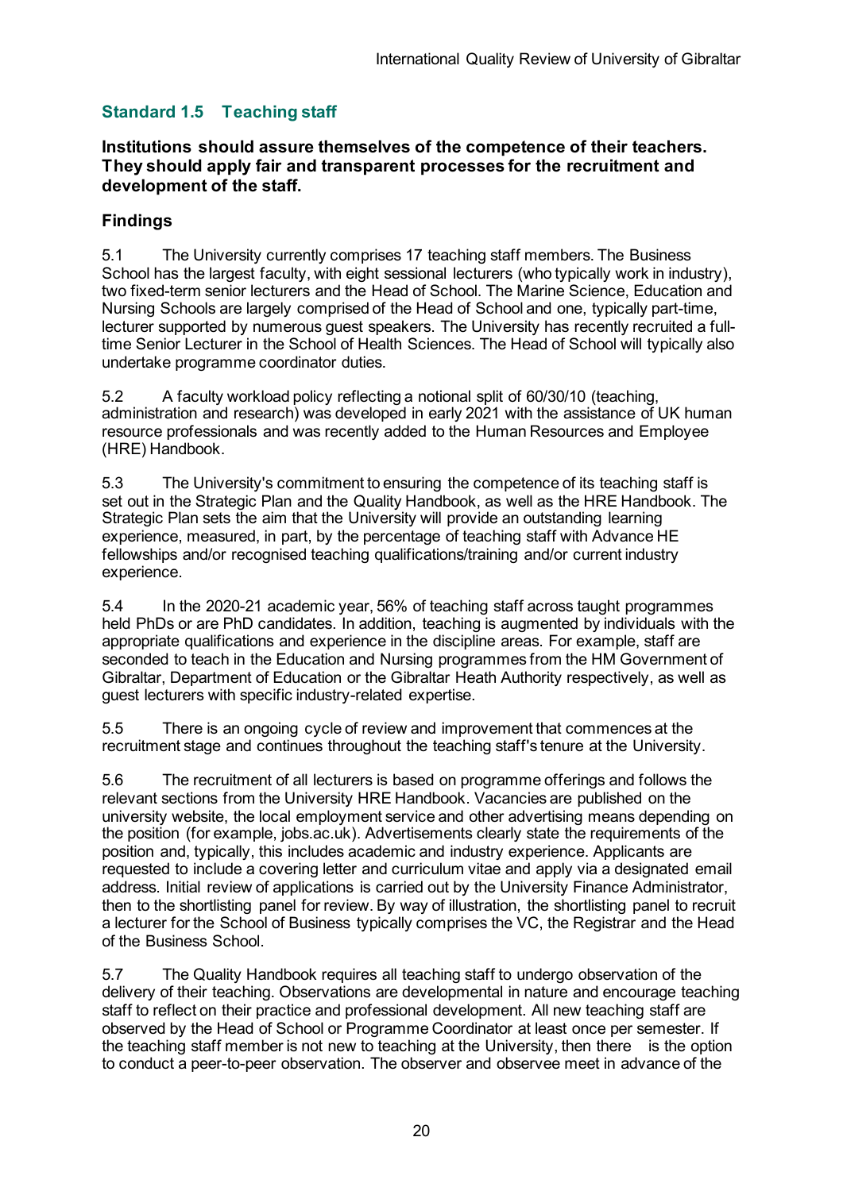## Standard 1.5 Teaching staff

**Institutions should assure themselves of the competence of their teachers. They should apply fair and transparent processes for the recruitment and development of the staff.**

### Findings

5.1 The University currently comprises 17 teaching staff members. The Business School has the largest faculty, with eight sessional lecturers (who typically work in industry), two fixed-term senior lecturers and the Head of School. The Marine Science, Education and Nursing Schools are largely comprised of the Head of School and one, typically part-time, lecturer supported by numerous guest speakers. The University has recently recruited a full-time Senior Lecturer in the School of Health Sciences. The Head of School will typically also undertake programme coordinator duties.

5.2 A faculty workload policy reflecting a notional split of 60/30/10 (teaching, administration and research) was developed in early 2021 with the assistance of UK human resource professionals and was recently added to the Human Resources and Employee (HRE) Handbook.

5.3 The University's commitment to ensuring the competence of its teaching staff is set out in the Strategic Plan and the Quality Handbook, as well as the HRE Handbook. The Strategic Plan sets the aim that the University will provide an outstanding learning experience, measured, in part, by the percentage of teaching staff with Advance HE fellowships and/or recognised teaching qualifications/training and/or current industry experience.

5.4 In the 2020-21 academic year, 56% of teaching staff across taught programmes held PhDs or are PhD candidates. In addition, teaching is augmented by individuals with the appropriate qualifications and experience in the discipline areas. For example, staff are seconded to teach in the Education and Nursing programmes from the HM Government of Gibraltar, Department of Education or the Gibraltar Heath Authority respectively, as well as guest lecturers with specific industry-related expertise.

5.5 There is an ongoing cycle of review and improvement that commences at the recruitment stage and continues throughout the teaching staff's tenure at the University.

5.6 The recruitment of all lecturers is based on programme offerings and follows the relevant sections from the University HRE Handbook. Vacancies are published on the university website, the local employment service and other advertising means depending on the position (for example, jobs.ac.uk). Advertisements clearly state the requirements of the position and, typically, this includes academic and industry experience. Applicants are requested to include a covering letter and curriculum vitae and apply via a designated email address. Initial review of applications is carried out by the University Finance Administrator, then to the shortlisting panel for review. By way of illustration, the shortlisting panel to recruit a lecturer for the School of Business typically comprises the VC, the Registrar and the Head of the Business School.

5.7 The Quality Handbook requires all teaching staff to undergo observation of the delivery of their teaching. Observations are developmental in nature and encourage teaching staff to reflect on their practice and professional development. All new teaching staff are observed by the Head of School or Programme Coordinator at least once per semester. If the teaching staff member is not new to teaching at the University, then there is the option to conduct a peer-to-peer observation. The observer and observee meet in advance of the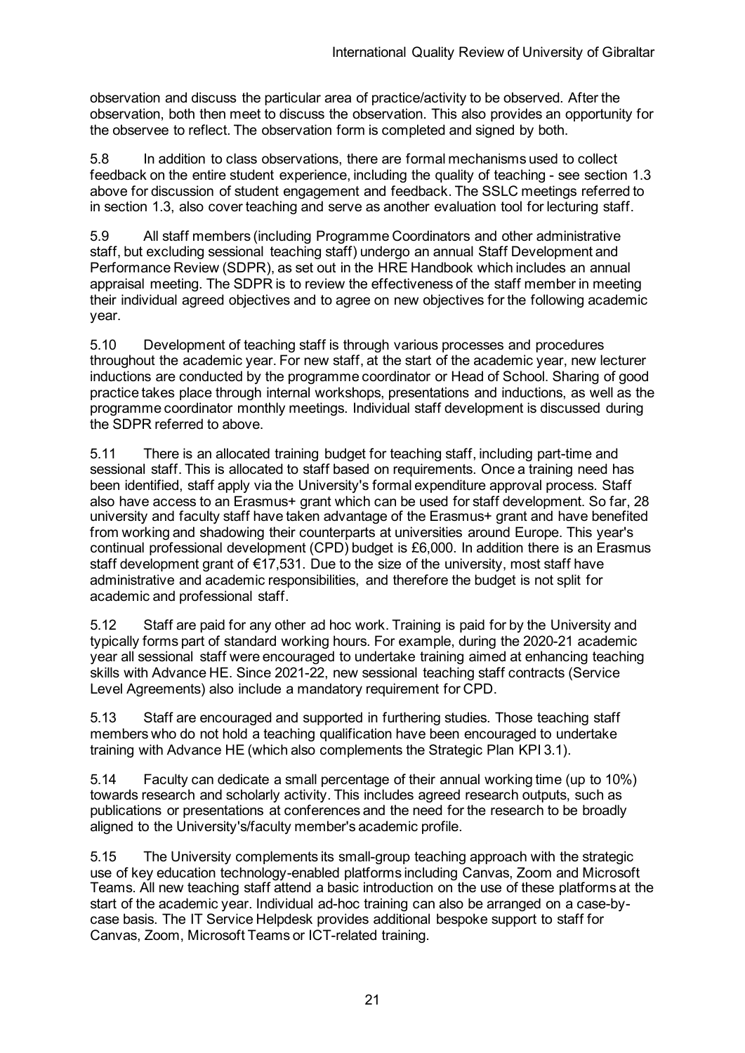observation and discuss the particular area of practice/activity to be observed. After the observation, both then meet to discuss the observation. This also provides an opportunity for the observee to reflect. The observation form is completed and signed by both.

5.8 In addition to class observations, there are formal mechanisms used to collect feedback on the entire student experience, including the quality of teaching - see section 1.3 above for discussion of student engagement and feedback. The SSLC meetings referred to in section 1.3, also cover teaching and serve as another evaluation tool for lecturing staff.

5.9 All staff members (including Programme Coordinators and other administrative staff, but excluding sessional teaching staff) undergo an annual Staff Development and Performance Review (SDPR), as set out in the HRE Handbook which includes an annual appraisal meeting. The SDPR is to review the effectiveness of the staff member in meeting their individual agreed objectives and to agree on new objectives for the following academic year.

5.10 Development of teaching staff is through various processes and procedures throughout the academic year. For new staff, at the start of the academic year, new lecturer inductions are conducted by the programme coordinator or Head of School. Sharing of good practice takes place through internal workshops, presentations and inductions, as well as the programme coordinator monthly meetings. Individual staff development is discussed during the SDPR referred to above.

5.11 There is an allocated training budget for teaching staff, including part-time and sessional staff. This is allocated to staff based on requirements. Once a training need has been identified, staff apply via the University's formal expenditure approval process. Staff also have access to an Erasmus+ grant which can be used for staff development. So far, 28 university and faculty staff have taken advantage of the Erasmus+ grant and have benefited from working and shadowing their counterparts at universities around Europe. This year's continual professional development (CPD) budget is £6,000. In addition there is an Erasmus staff development grant of €17,531. Due to the size of the university, most staff have administrative and academic responsibilities, and therefore the budget is not split for academic and professional staff.

5.12 Staff are paid for any other ad hoc work. Training is paid for by the University and typically forms part of standard working hours. For example, during the 2020-21 academic year all sessional staff were encouraged to undertake training aimed at enhancing teaching skills with Advance HE. Since 2021-22, new sessional teaching staff contracts (Service Level Agreements) also include a mandatory requirement for CPD.

5.13 Staff are encouraged and supported in furthering studies. Those teaching staff members who do not hold a teaching qualification have been encouraged to undertake training with Advance HE (which also complements the Strategic Plan KPI 3.1).

5.14 Faculty can dedicate a small percentage of their annual working time (up to 10%) towards research and scholarly activity. This includes agreed research outputs, such as publications or presentations at conferences and the need for the research to be broadly aligned to the University's/faculty member's academic profile.

5.15 The University complements its small-group teaching approach with the strategic use of key education technology-enabled platforms including Canvas, Zoom and Microsoft Teams. All new teaching staff attend a basic introduction on the use of these platforms at the start of the academic year. Individual ad-hoc training can also be arranged on a case-by-case basis. The IT Service Helpdesk provides additional bespoke support to staff for Canvas, Zoom, Microsoft Teams or ICT-related training.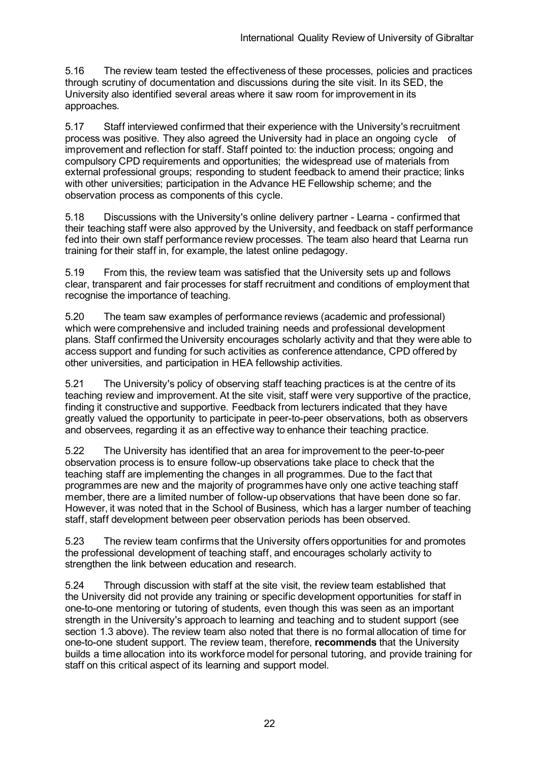5.16 The review team tested the effectiveness of these processes, policies and practices through scrutiny of documentation and discussions during the site visit. In its SED, the University also identified several areas where it saw room for improvement in its approaches.

5.17 Staff interviewed confirmed that their experience with the University's recruitment process was positive. They also agreed the University had in place an ongoing cycle of improvement and reflection for staff. Staff pointed to: the induction process; ongoing and compulsory CPD requirements and opportunities; the widespread use of materials from external professional groups; responding to student feedback to amend their practice; links with other universities; participation in the Advance HE Fellowship scheme; and the observation process as components of this cycle.

5.18 Discussions with the University's online delivery partner - Learna - confirmed that their teaching staff were also approved by the University, and feedback on staff performance fed into their own staff performance review processes. The team also heard that Learna run training for their staff in, for example, the latest online pedagogy.

5.19 From this, the review team was satisfied that the University sets up and follows clear, transparent and fair processes for staff recruitment and conditions of employment that recognise the importance of teaching.

5.20 The team saw examples of performance reviews (academic and professional) which were comprehensive and included training needs and professional development plans. Staff confirmed the University encourages scholarly activity and that they were able to access support and funding for such activities as conference attendance, CPD offered by other universities, and participation in HEA fellowship activities.

5.21 The University's policy of observing staff teaching practices is at the centre of its teaching review and improvement. At the site visit, staff were very supportive of the practice, finding it constructive and supportive. Feedback from lecturers indicated that they have greatly valued the opportunity to participate in peer-to-peer observations, both as observers and observees, regarding it as an effective way to enhance their teaching practice.

5.22 The University has identified that an area for improvement to the peer-to-peer observation process is to ensure follow-up observations take place to check that the teaching staff are implementing the changes in all programmes. Due to the fact that programmes are new and the majority of programmes have only one active teaching staff member, there are a limited number of follow-up observations that have been done so far. However, it was noted that in the School of Business, which has a larger number of teaching staff, staff development between peer observation periods has been observed.

5.23 The review team confirms that the University offers opportunities for and promotes the professional development of teaching staff, and encourages scholarly activity to strengthen the link between education and research.

5.24 Through discussion with staff at the site visit, the review team established that the University did not provide any training or specific development opportunities for staff in one-to-one mentoring or tutoring of students, even though this was seen as an important strength in the University's approach to learning and teaching and to student support (see section 1.3 above). The review team also noted that there is no formal allocation of time for one-to-one student support. The review team, therefore, **recommends** that the University builds a time allocation into its workforce model for personal tutoring, and provide training for staff on this critical aspect of its learning and support model.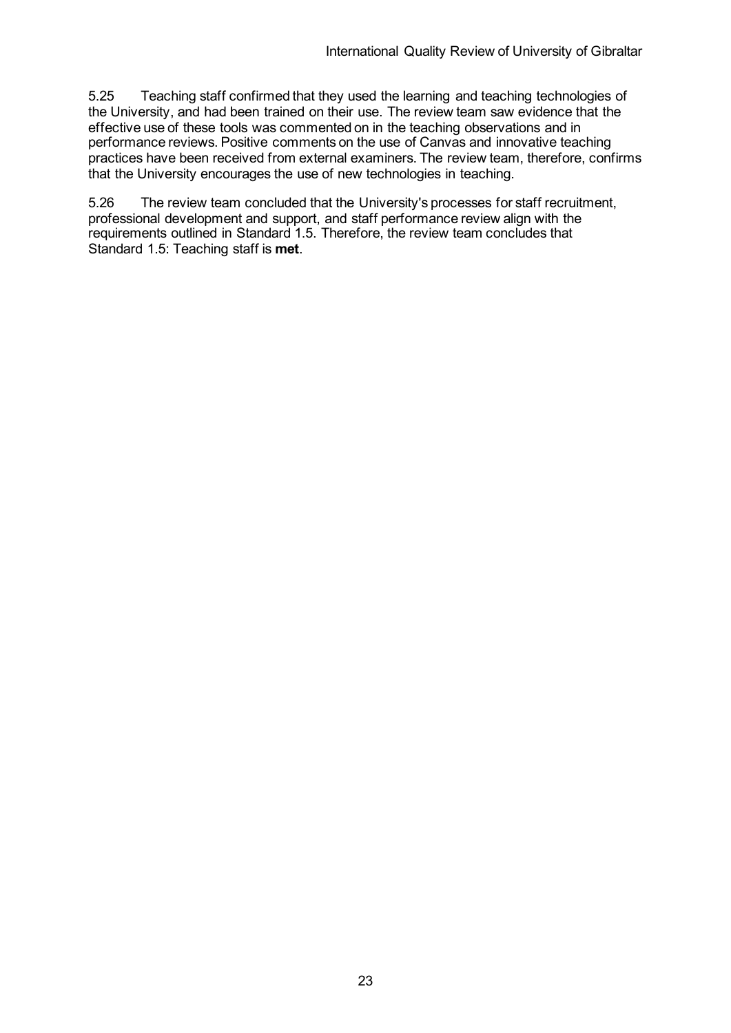5.25 Teaching staff confirmed that they used the learning and teaching technologies of the University, and had been trained on their use. The review team saw evidence that the effective use of these tools was commented on in the teaching observations and in performance reviews. Positive comments on the use of Canvas and innovative teaching practices have been received from external examiners. The review team, therefore, confirms that the University encourages the use of new technologies in teaching.

5.26 The review team concluded that the University's processes for staff recruitment, professional development and support, and staff performance review align with the requirements outlined in Standard 1.5. Therefore, the review team concludes that Standard 1.5: Teaching staff is **met**.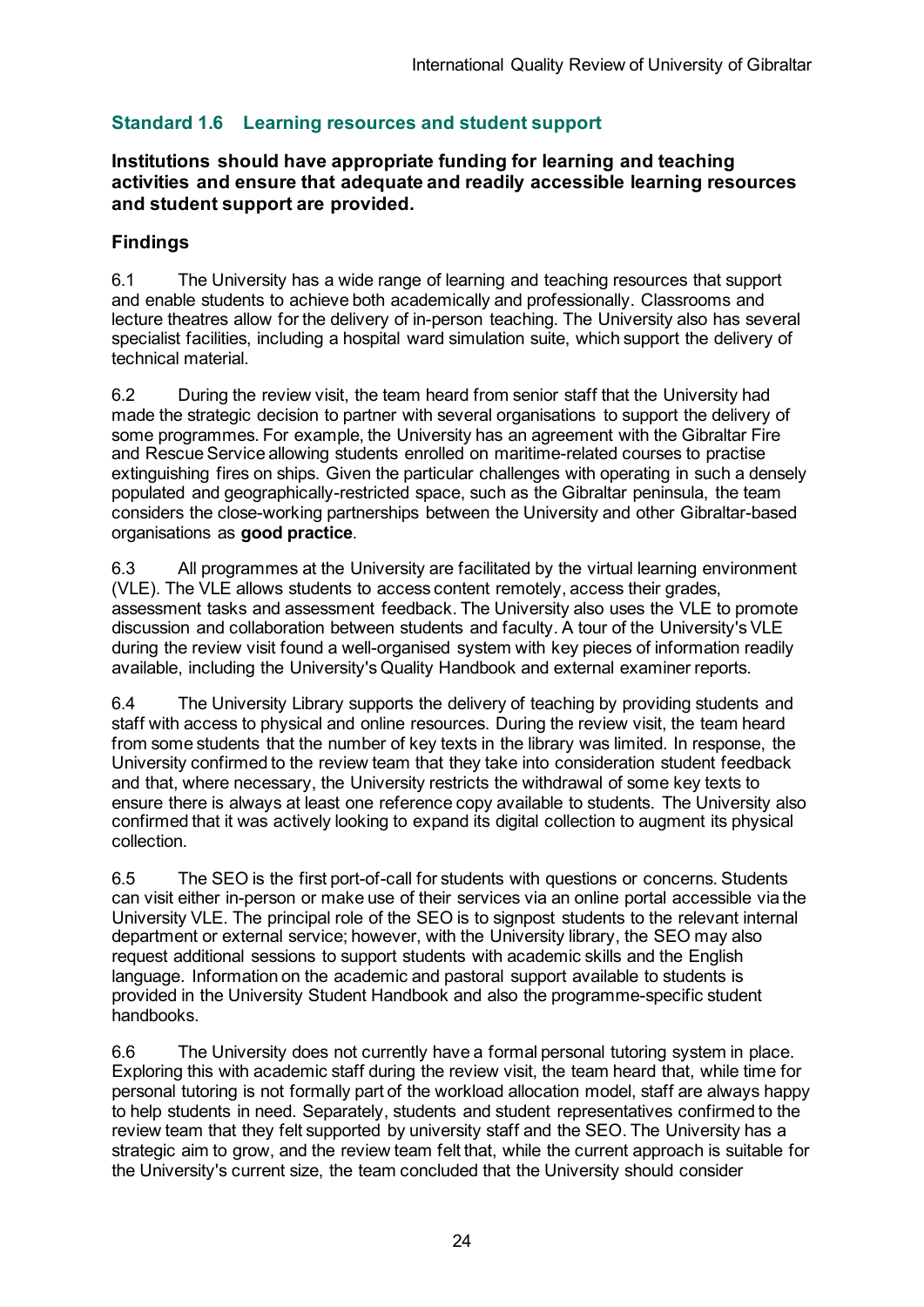## Standard 1.6 Learning resources and student support

**Institutions should have appropriate funding for learning and teaching activities and ensure that adequate and readily accessible learning resources and student support are provided.**

### Findings

6.1 The University has a wide range of learning and teaching resources that support and enable students to achieve both academically and professionally. Classrooms and lecture theatres allow for the delivery of in-person teaching. The University also has several specialist facilities, including a hospital ward simulation suite, which support the delivery of technical material.

6.2 During the review visit, the team heard from senior staff that the University had made the strategic decision to partner with several organisations to support the delivery of some programmes. For example, the University has an agreement with the Gibraltar Fire and Rescue Service allowing students enrolled on maritime-related courses to practise extinguishing fires on ships. Given the particular challenges with operating in such a densely populated and geographically-restricted space, such as the Gibraltar peninsula, the team considers the close-working partnerships between the University and other Gibraltar-based organisations as **good practice**.

6.3 All programmes at the University are facilitated by the virtual learning environment (VLE). The VLE allows students to access content remotely, access their grades, assessment tasks and assessment feedback. The University also uses the VLE to promote discussion and collaboration between students and faculty. A tour of the University's VLE during the review visit found a well-organised system with key pieces of information readily available, including the University's Quality Handbook and external examiner reports.

6.4 The University Library supports the delivery of teaching by providing students and staff with access to physical and online resources. During the review visit, the team heard from some students that the number of key texts in the library was limited. In response, the University confirmed to the review team that they take into consideration student feedback and that, where necessary, the University restricts the withdrawal of some key texts to ensure there is always at least one reference copy available to students. The University also confirmed that it was actively looking to expand its digital collection to augment its physical collection.

6.5 The SEO is the first port-of-call for students with questions or concerns. Students can visit either in-person or make use of their services via an online portal accessible via the University VLE. The principal role of the SEO is to signpost students to the relevant internal department or external service; however, with the University library, the SEO may also request additional sessions to support students with academic skills and the English language. Information on the academic and pastoral support available to students is provided in the University Student Handbook and also the programme-specific student handbooks.

6.6 The University does not currently have a formal personal tutoring system in place. Exploring this with academic staff during the review visit, the team heard that, while time for personal tutoring is not formally part of the workload allocation model, staff are always happy to help students in need. Separately, students and student representatives confirmed to the review team that they felt supported by university staff and the SEO. The University has a strategic aim to grow, and the review team felt that, while the current approach is suitable for the University's current size, the team concluded that the University should consider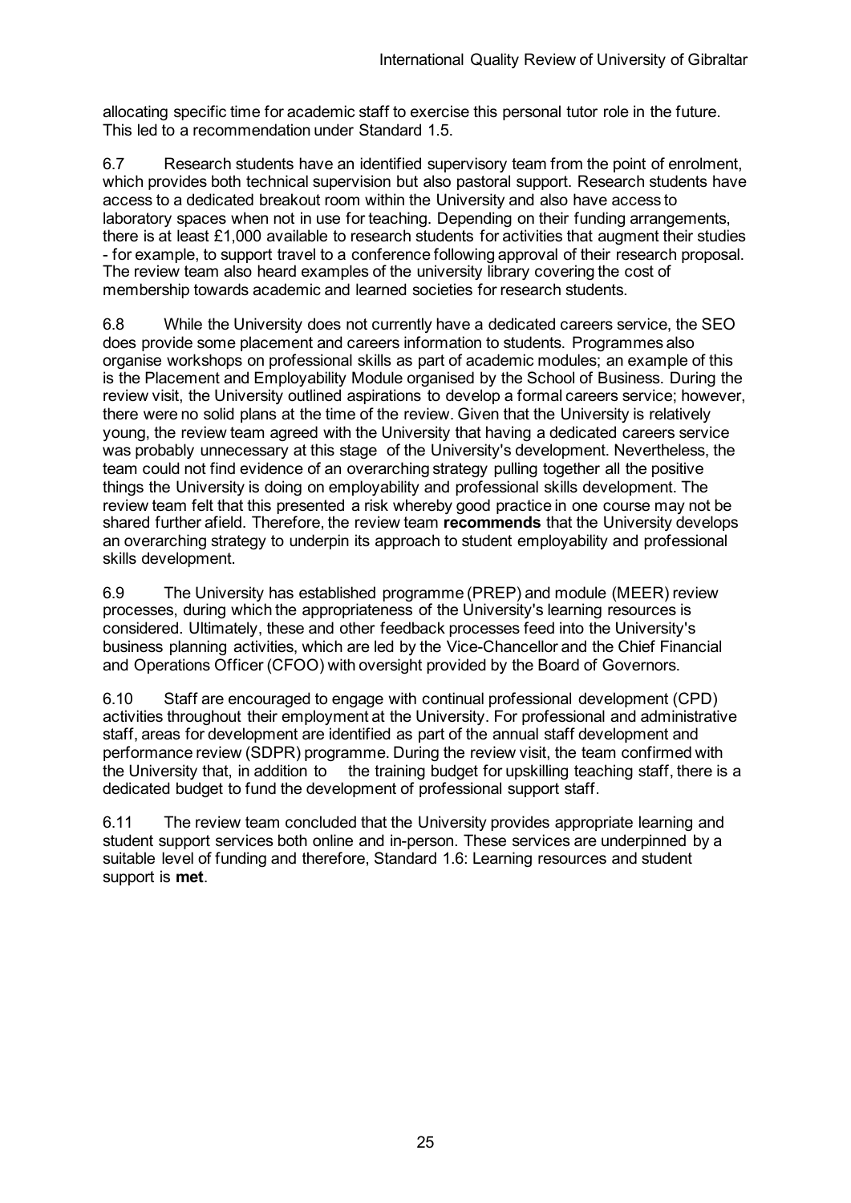allocating specific time for academic staff to exercise this personal tutor role in the future. This led to a recommendation under Standard 1.5.

6.7 Research students have an identified supervisory team from the point of enrolment, which provides both technical supervision but also pastoral support. Research students have access to a dedicated breakout room within the University and also have access to laboratory spaces when not in use for teaching. Depending on their funding arrangements, there is at least £1,000 available to research students for activities that augment their studies - for example, to support travel to a conference following approval of their research proposal. The review team also heard examples of the university library covering the cost of membership towards academic and learned societies for research students.

6.8 While the University does not currently have a dedicated careers service, the SEO does provide some placement and careers information to students. Programmes also organise workshops on professional skills as part of academic modules; an example of this is the Placement and Employability Module organised by the School of Business. During the review visit, the University outlined aspirations to develop a formal careers service; however, there were no solid plans at the time of the review. Given that the University is relatively young, the review team agreed with the University that having a dedicated careers service was probably unnecessary at this stage of the University's development. Nevertheless, the team could not find evidence of an overarching strategy pulling together all the positive things the University is doing on employability and professional skills development. The review team felt that this presented a risk whereby good practice in one course may not be shared further afield. Therefore, the review team **recommends** that the University develops an overarching strategy to underpin its approach to student employability and professional skills development.

6.9 The University has established programme (PREP) and module (MEER) review processes, during which the appropriateness of the University's learning resources is considered. Ultimately, these and other feedback processes feed into the University's business planning activities, which are led by the Vice-Chancellor and the Chief Financial and Operations Officer (CFOO) with oversight provided by the Board of Governors.

6.10 Staff are encouraged to engage with continual professional development (CPD) activities throughout their employment at the University. For professional and administrative staff, areas for development are identified as part of the annual staff development and performance review (SDPR) programme. During the review visit, the team confirmed with the University that, in addition to the training budget for upskilling teaching staff, there is a dedicated budget to fund the development of professional support staff.

6.11 The review team concluded that the University provides appropriate learning and student support services both online and in-person. These services are underpinned by a suitable level of funding and therefore, Standard 1.6: Learning resources and student support is **met**.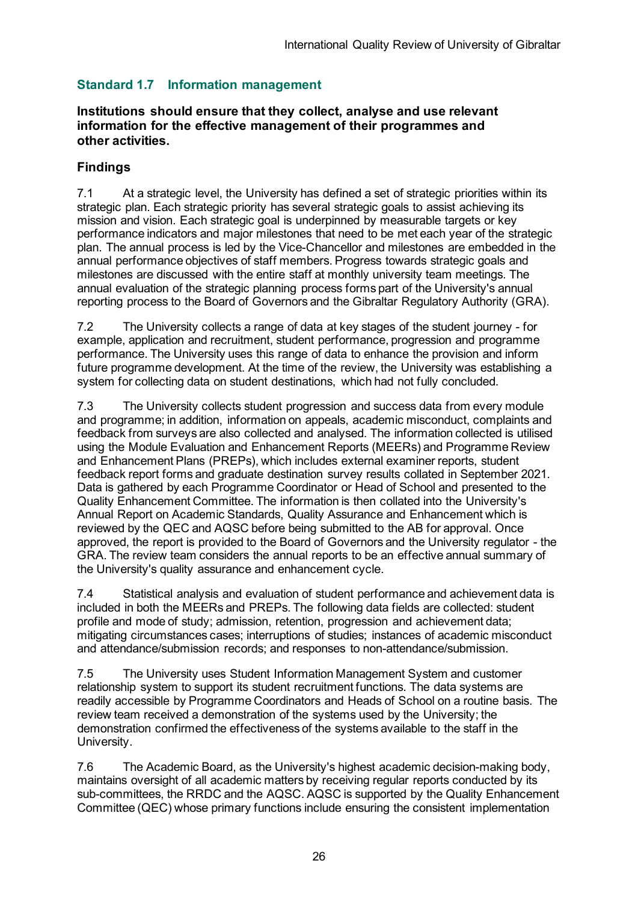## Standard 1.7 Information management

**Institutions should ensure that they collect, analyse and use relevant information for the effective management of their programmes and other activities.**

### Findings

7.1 At a strategic level, the University has defined a set of strategic priorities within its strategic plan. Each strategic priority has several strategic goals to assist achieving its mission and vision. Each strategic goal is underpinned by measurable targets or key performance indicators and major milestones that need to be met each year of the strategic plan. The annual process is led by the Vice-Chancellor and milestones are embedded in the annual performance objectives of staff members. Progress towards strategic goals and milestones are discussed with the entire staff at monthly university team meetings. The annual evaluation of the strategic planning process forms part of the University's annual reporting process to the Board of Governors and the Gibraltar Regulatory Authority (GRA).

7.2 The University collects a range of data at key stages of the student journey - for example, application and recruitment, student performance, progression and programme performance. The University uses this range of data to enhance the provision and inform future programme development. At the time of the review, the University was establishing a system for collecting data on student destinations, which had not fully concluded.

7.3 The University collects student progression and success data from every module and programme; in addition, information on appeals, academic misconduct, complaints and feedback from surveys are also collected and analysed. The information collected is utilised using the Module Evaluation and Enhancement Reports (MEERs) and Programme Review and Enhancement Plans (PREPs), which includes external examiner reports, student feedback report forms and graduate destination survey results collated in September 2021. Data is gathered by each Programme Coordinator or Head of School and presented to the Quality Enhancement Committee. The information is then collated into the University's Annual Report on Academic Standards, Quality Assurance and Enhancement which is reviewed by the QEC and AQSC before being submitted to the AB for approval. Once approved, the report is provided to the Board of Governors and the University regulator - the GRA. The review team considers the annual reports to be an effective annual summary of the University's quality assurance and enhancement cycle.

7.4 Statistical analysis and evaluation of student performance and achievement data is included in both the MEERs and PREPs. The following data fields are collected: student profile and mode of study; admission, retention, progression and achievement data; mitigating circumstances cases; interruptions of studies; instances of academic misconduct and attendance/submission records; and responses to non-attendance/submission.

7.5 The University uses Student Information Management System and customer relationship system to support its student recruitment functions. The data systems are readily accessible by Programme Coordinators and Heads of School on a routine basis. The review team received a demonstration of the systems used by the University; the demonstration confirmed the effectiveness of the systems available to the staff in the University.

7.6 The Academic Board, as the University's highest academic decision-making body, maintains oversight of all academic matters by receiving regular reports conducted by its sub-committees, the RRDC and the AQSC. AQSC is supported by the Quality Enhancement Committee (QEC) whose primary functions include ensuring the consistent implementation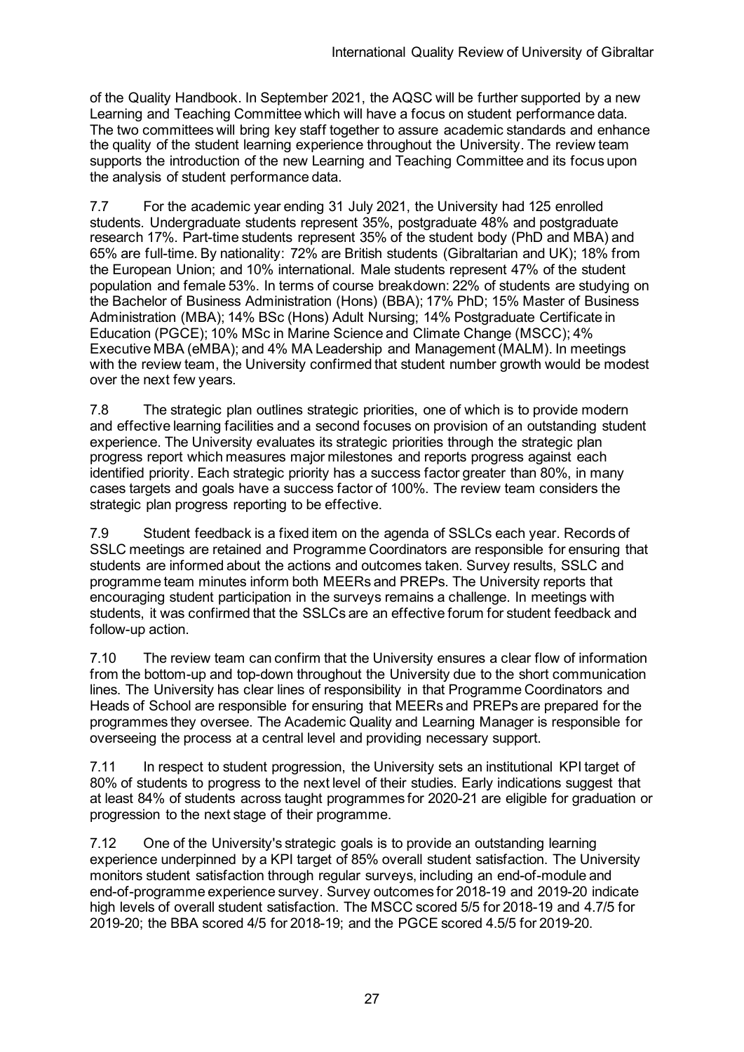of the Quality Handbook. In September 2021, the AQSC will be further supported by a new Learning and Teaching Committee which will have a focus on student performance data. The two committees will bring key staff together to assure academic standards and enhance the quality of the student learning experience throughout the University. The review team supports the introduction of the new Learning and Teaching Committee and its focus upon the analysis of student performance data.

7.7 For the academic year ending 31 July 2021, the University had 125 enrolled students. Undergraduate students represent 35%, postgraduate 48% and postgraduate research 17%. Part-time students represent 35% of the student body (PhD and MBA) and 65% are full-time. By nationality: 72% are British students (Gibraltarian and UK); 18% from the European Union; and 10% international. Male students represent 47% of the student population and female 53%. In terms of course breakdown: 22% of students are studying on the Bachelor of Business Administration (Hons) (BBA); 17% PhD; 15% Master of Business Administration (MBA); 14% BSc (Hons) Adult Nursing; 14% Postgraduate Certificate in Education (PGCE); 10% MSc in Marine Science and Climate Change (MSCC); 4% Executive MBA (eMBA); and 4% MA Leadership and Management (MALM). In meetings with the review team, the University confirmed that student number growth would be modest over the next few years.

7.8 The strategic plan outlines strategic priorities, one of which is to provide modern and effective learning facilities and a second focuses on provision of an outstanding student experience. The University evaluates its strategic priorities through the strategic plan progress report which measures major milestones and reports progress against each identified priority. Each strategic priority has a success factor greater than 80%, in many cases targets and goals have a success factor of 100%. The review team considers the strategic plan progress reporting to be effective.

7.9 Student feedback is a fixed item on the agenda of SSLCs each year. Records of SSLC meetings are retained and Programme Coordinators are responsible for ensuring that students are informed about the actions and outcomes taken. Survey results, SSLC and programme team minutes inform both MEERs and PREPs. The University reports that encouraging student participation in the surveys remains a challenge. In meetings with students, it was confirmed that the SSLCs are an effective forum for student feedback and follow-up action.

7.10 The review team can confirm that the University ensures a clear flow of information from the bottom-up and top-down throughout the University due to the short communication lines. The University has clear lines of responsibility in that Programme Coordinators and Heads of School are responsible for ensuring that MEERs and PREPs are prepared for the programmes they oversee. The Academic Quality and Learning Manager is responsible for overseeing the process at a central level and providing necessary support.

7.11 In respect to student progression, the University sets an institutional KPI target of 80% of students to progress to the next level of their studies. Early indications suggest that at least 84% of students across taught programmes for 2020-21 are eligible for graduation or progression to the next stage of their programme.

7.12 One of the University's strategic goals is to provide an outstanding learning experience underpinned by a KPI target of 85% overall student satisfaction. The University monitors student satisfaction through regular surveys, including an end-of-module and end-of-programme experience survey. Survey outcomes for 2018-19 and 2019-20 indicate high levels of overall student satisfaction. The MSCC scored 5/5 for 2018-19 and 4.7/5 for 2019-20; the BBA scored 4/5 for 2018-19; and the PGCE scored 4.5/5 for 2019-20.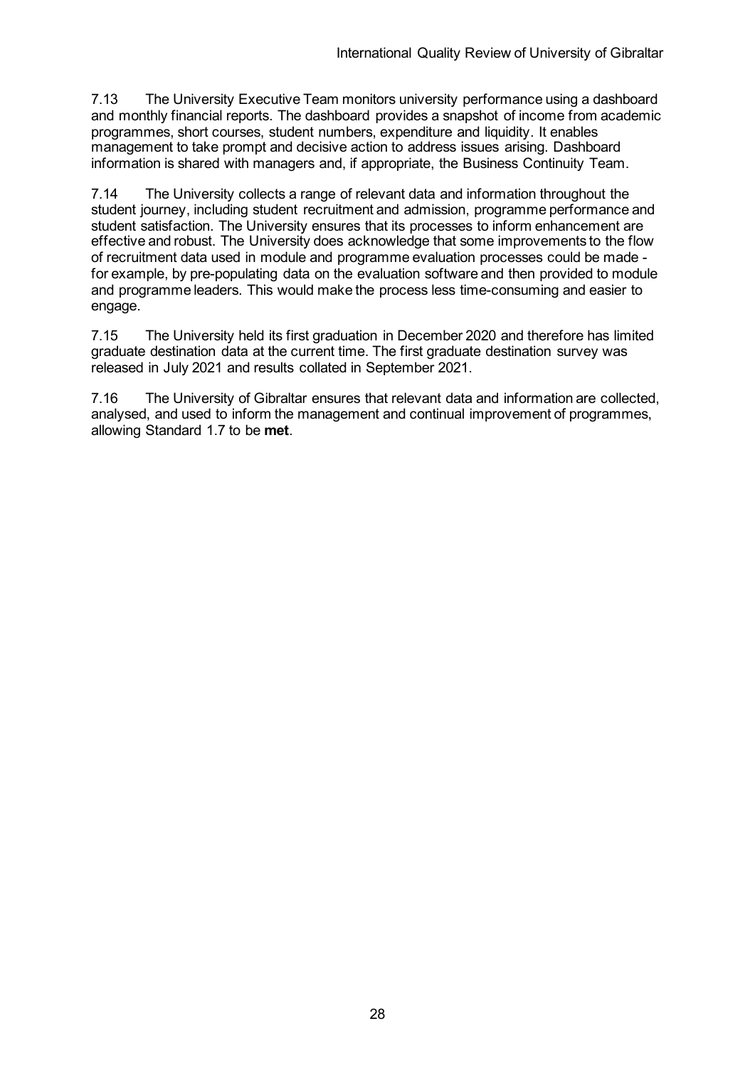7.13 The University Executive Team monitors university performance using a dashboard and monthly financial reports. The dashboard provides a snapshot of income from academic programmes, short courses, student numbers, expenditure and liquidity. It enables management to take prompt and decisive action to address issues arising. Dashboard information is shared with managers and, if appropriate, the Business Continuity Team.

7.14 The University collects a range of relevant data and information throughout the student journey, including student recruitment and admission, programme performance and student satisfaction. The University ensures that its processes to inform enhancement are effective and robust. The University does acknowledge that some improvements to the flow of recruitment data used in module and programme evaluation processes could be made - for example, by pre-populating data on the evaluation software and then provided to module and programme leaders. This would make the process less time-consuming and easier to engage.

7.15 The University held its first graduation in December 2020 and therefore has limited graduate destination data at the current time. The first graduate destination survey was released in July 2021 and results collated in September 2021.

7.16 The University of Gibraltar ensures that relevant data and information are collected, analysed, and used to inform the management and continual improvement of programmes, allowing Standard 1.7 to be **met**.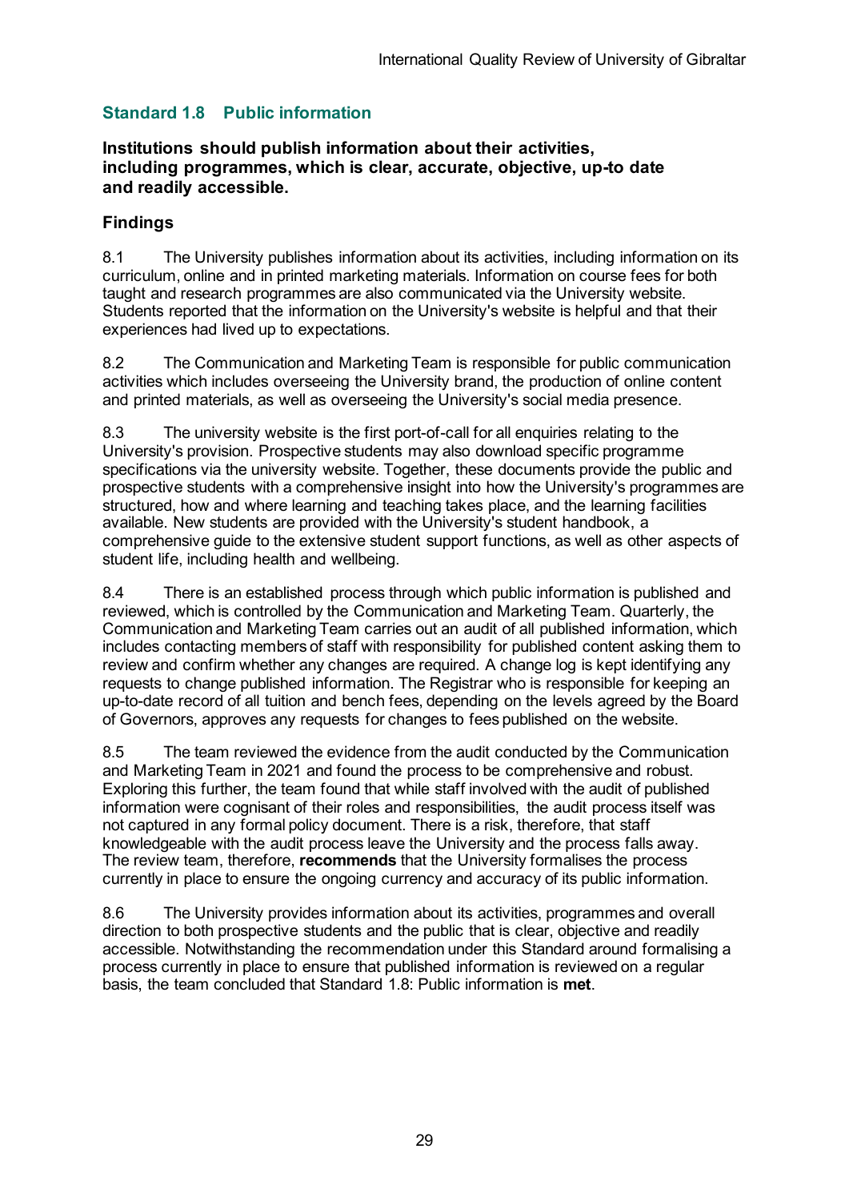## Standard 1.8 Public information

**Institutions should publish information about their activities, including programmes, which is clear, accurate, objective, up-to date and readily accessible.**

### Findings

8.1 The University publishes information about its activities, including information on its curriculum, online and in printed marketing materials. Information on course fees for both taught and research programmes are also communicated via the University website. Students reported that the information on the University's website is helpful and that their experiences had lived up to expectations.

8.2 The Communication and Marketing Team is responsible for public communication activities which includes overseeing the University brand, the production of online content and printed materials, as well as overseeing the University's social media presence.

8.3 The university website is the first port-of-call for all enquiries relating to the University's provision. Prospective students may also download specific programme specifications via the university website. Together, these documents provide the public and prospective students with a comprehensive insight into how the University's programmes are structured, how and where learning and teaching takes place, and the learning facilities available. New students are provided with the University's student handbook, a comprehensive guide to the extensive student support functions, as well as other aspects of student life, including health and wellbeing.

8.4 There is an established process through which public information is published and reviewed, which is controlled by the Communication and Marketing Team. Quarterly, the Communication and Marketing Team carries out an audit of all published information, which includes contacting members of staff with responsibility for published content asking them to review and confirm whether any changes are required. A change log is kept identifying any requests to change published information. The Registrar who is responsible for keeping an up-to-date record of all tuition and bench fees, depending on the levels agreed by the Board of Governors, approves any requests for changes to fees published on the website.

8.5 The team reviewed the evidence from the audit conducted by the Communication and Marketing Team in 2021 and found the process to be comprehensive and robust. Exploring this further, the team found that while staff involved with the audit of published information were cognisant of their roles and responsibilities, the audit process itself was not captured in any formal policy document. There is a risk, therefore, that staff knowledgeable with the audit process leave the University and the process falls away. The review team, therefore, **recommends** that the University formalises the process currently in place to ensure the ongoing currency and accuracy of its public information.

8.6 The University provides information about its activities, programmes and overall direction to both prospective students and the public that is clear, objective and readily accessible. Notwithstanding the recommendation under this Standard around formalising a process currently in place to ensure that published information is reviewed on a regular basis, the team concluded that Standard 1.8: Public information is **met**.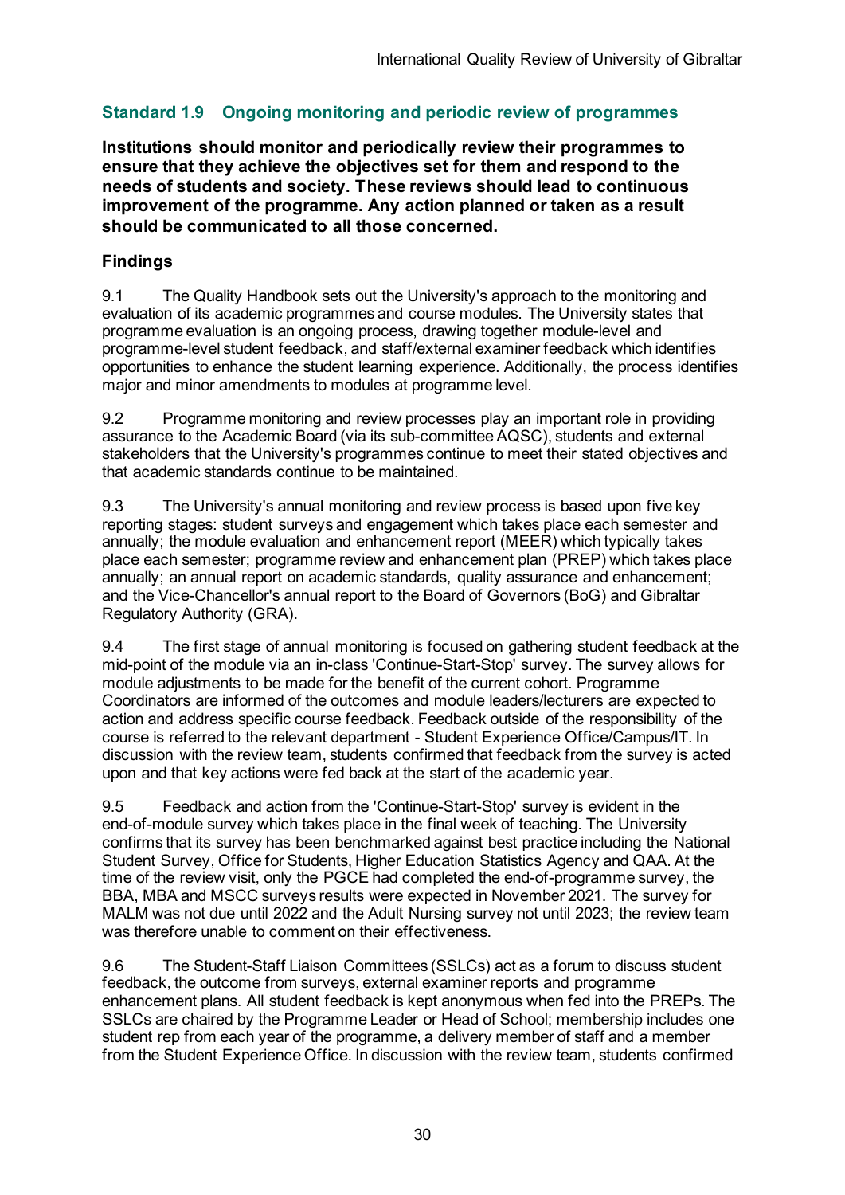## Standard 1.9 Ongoing monitoring and periodic review of programmes

**Institutions should monitor and periodically review their programmes to ensure that they achieve the objectives set for them and respond to the needs of students and society. These reviews should lead to continuous improvement of the programme. Any action planned or taken as a result should be communicated to all those concerned.**

### Findings

9.1 The Quality Handbook sets out the University's approach to the monitoring and evaluation of its academic programmes and course modules. The University states that programme evaluation is an ongoing process, drawing together module-level and programme-level student feedback, and staff/external examiner feedback which identifies opportunities to enhance the student learning experience. Additionally, the process identifies major and minor amendments to modules at programme level.

9.2 Programme monitoring and review processes play an important role in providing assurance to the Academic Board (via its sub-committee AQSC), students and external stakeholders that the University's programmes continue to meet their stated objectives and that academic standards continue to be maintained.

9.3 The University's annual monitoring and review process is based upon five key reporting stages: student surveys and engagement which takes place each semester and annually; the module evaluation and enhancement report (MEER) which typically takes place each semester; programme review and enhancement plan (PREP) which takes place annually; an annual report on academic standards, quality assurance and enhancement; and the Vice-Chancellor's annual report to the Board of Governors (BoG) and Gibraltar Regulatory Authority (GRA).

9.4 The first stage of annual monitoring is focused on gathering student feedback at the mid-point of the module via an in-class 'Continue-Start-Stop' survey. The survey allows for module adjustments to be made for the benefit of the current cohort. Programme Coordinators are informed of the outcomes and module leaders/lecturers are expected to action and address specific course feedback. Feedback outside of the responsibility of the course is referred to the relevant department - Student Experience Office/Campus/IT. In discussion with the review team, students confirmed that feedback from the survey is acted upon and that key actions were fed back at the start of the academic year.

9.5 Feedback and action from the 'Continue-Start-Stop' survey is evident in the end-of-module survey which takes place in the final week of teaching. The University confirms that its survey has been benchmarked against best practice including the National Student Survey, Office for Students, Higher Education Statistics Agency and QAA. At the time of the review visit, only the PGCE had completed the end-of-programme survey, the BBA, MBA and MSCC surveys results were expected in November 2021. The survey for MALM was not due until 2022 and the Adult Nursing survey not until 2023; the review team was therefore unable to comment on their effectiveness.

9.6 The Student-Staff Liaison Committees (SSLCs) act as a forum to discuss student feedback, the outcome from surveys, external examiner reports and programme enhancement plans. All student feedback is kept anonymous when fed into the PREPs. The SSLCs are chaired by the Programme Leader or Head of School; membership includes one student rep from each year of the programme, a delivery member of staff and a member from the Student Experience Office. In discussion with the review team, students confirmed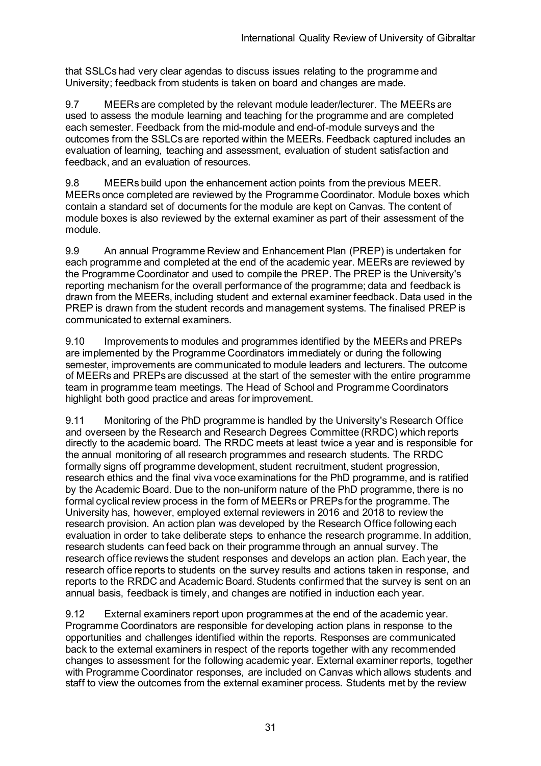that SSLCs had very clear agendas to discuss issues relating to the programme and University; feedback from students is taken on board and changes are made.

9.7 MEERs are completed by the relevant module leader/lecturer. The MEERs are used to assess the module learning and teaching for the programme and are completed each semester. Feedback from the mid-module and end-of-module surveys and the outcomes from the SSLCs are reported within the MEERs. Feedback captured includes an evaluation of learning, teaching and assessment, evaluation of student satisfaction and feedback, and an evaluation of resources.

9.8 MEERs build upon the enhancement action points from the previous MEER. MEERs once completed are reviewed by the Programme Coordinator. Module boxes which contain a standard set of documents for the module are kept on Canvas. The content of module boxes is also reviewed by the external examiner as part of their assessment of the module.

9.9 An annual Programme Review and Enhancement Plan (PREP) is undertaken for each programme and completed at the end of the academic year. MEERs are reviewed by the Programme Coordinator and used to compile the PREP. The PREP is the University's reporting mechanism for the overall performance of the programme; data and feedback is drawn from the MEERs, including student and external examiner feedback. Data used in the PREP is drawn from the student records and management systems. The finalised PREP is communicated to external examiners.

9.10 Improvements to modules and programmes identified by the MEERs and PREPs are implemented by the Programme Coordinators immediately or during the following semester, improvements are communicated to module leaders and lecturers. The outcome of MEERs and PREPs are discussed at the start of the semester with the entire programme team in programme team meetings. The Head of School and Programme Coordinators highlight both good practice and areas for improvement.

9.11 Monitoring of the PhD programme is handled by the University's Research Office and overseen by the Research and Research Degrees Committee (RRDC) which reports directly to the academic board. The RRDC meets at least twice a year and is responsible for the annual monitoring of all research programmes and research students. The RRDC formally signs off programme development, student recruitment, student progression, research ethics and the final viva voce examinations for the PhD programme, and is ratified by the Academic Board. Due to the non-uniform nature of the PhD programme, there is no formal cyclical review process in the form of MEERs or PREPs for the programme. The University has, however, employed external reviewers in 2016 and 2018 to review the research provision. An action plan was developed by the Research Office following each evaluation in order to take deliberate steps to enhance the research programme. In addition, research students can feed back on their programme through an annual survey. The research office reviews the student responses and develops an action plan. Each year, the research office reports to students on the survey results and actions taken in response, and reports to the RRDC and Academic Board. Students confirmed that the survey is sent on an annual basis, feedback is timely, and changes are notified in induction each year.

9.12 External examiners report upon programmes at the end of the academic year. Programme Coordinators are responsible for developing action plans in response to the opportunities and challenges identified within the reports. Responses are communicated back to the external examiners in respect of the reports together with any recommended changes to assessment for the following academic year. External examiner reports, together with Programme Coordinator responses, are included on Canvas which allows students and staff to view the outcomes from the external examiner process. Students met by the review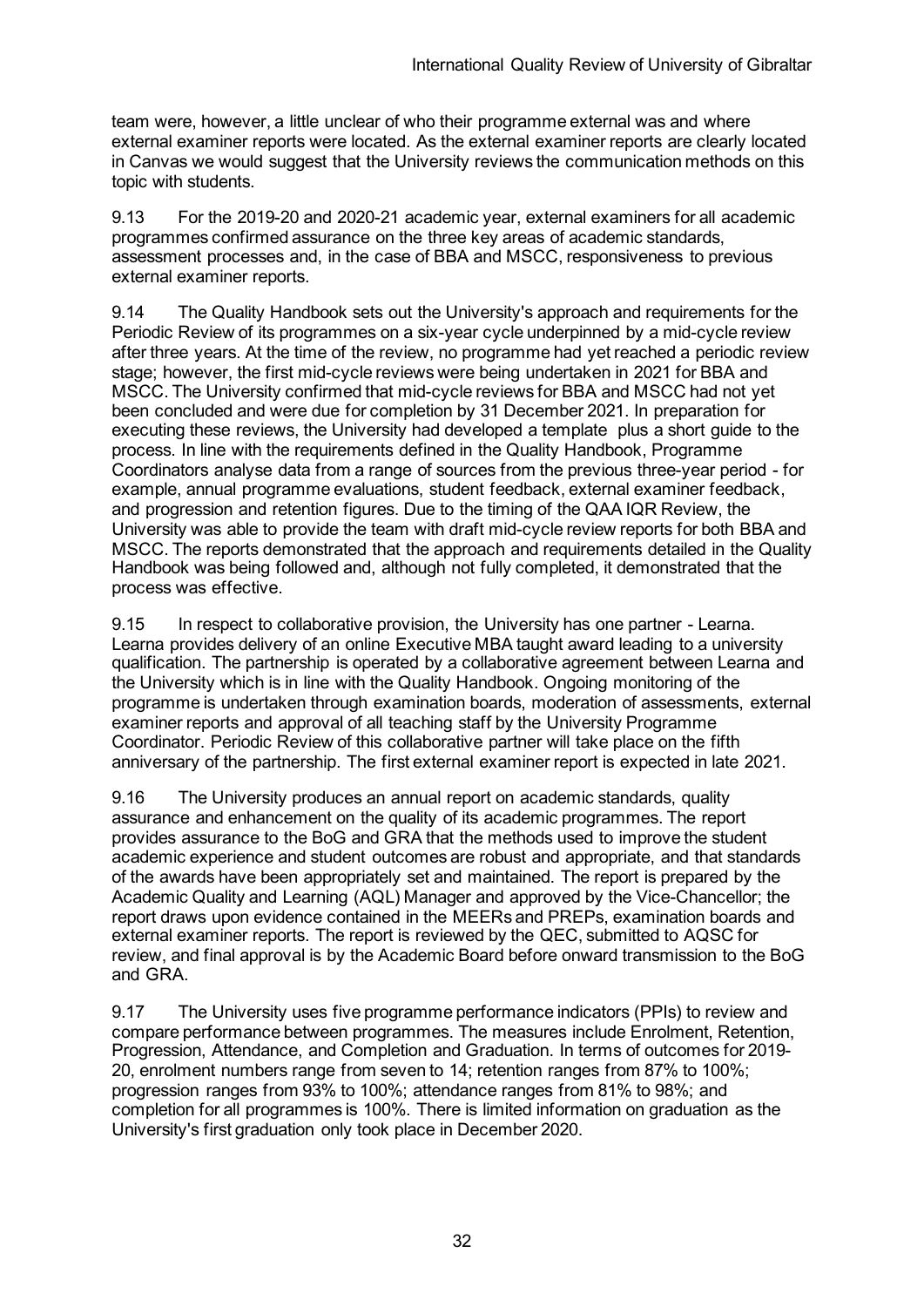team were, however, a little unclear of who their programme external was and where external examiner reports were located. As the external examiner reports are clearly located in Canvas we would suggest that the University reviews the communication methods on this topic with students.

9.13 For the 2019-20 and 2020-21 academic year, external examiners for all academic programmes confirmed assurance on the three key areas of academic standards, assessment processes and, in the case of BBA and MSCC, responsiveness to previous external examiner reports.

9.14 The Quality Handbook sets out the University's approach and requirements for the Periodic Review of its programmes on a six-year cycle underpinned by a mid-cycle review after three years. At the time of the review, no programme had yet reached a periodic review stage; however, the first mid-cycle reviews were being undertaken in 2021 for BBA and MSCC. The University confirmed that mid-cycle reviews for BBA and MSCC had not yet been concluded and were due for completion by 31 December 2021. In preparation for executing these reviews, the University had developed a template plus a short guide to the process. In line with the requirements defined in the Quality Handbook, Programme Coordinators analyse data from a range of sources from the previous three-year period - for example, annual programme evaluations, student feedback, external examiner feedback, and progression and retention figures. Due to the timing of the QAA IQR Review, the University was able to provide the team with draft mid-cycle review reports for both BBA and MSCC. The reports demonstrated that the approach and requirements detailed in the Quality Handbook was being followed and, although not fully completed, it demonstrated that the process was effective.

9.15 In respect to collaborative provision, the University has one partner - Learna. Learna provides delivery of an online Executive MBA taught award leading to a university qualification. The partnership is operated by a collaborative agreement between Learna and the University which is in line with the Quality Handbook. Ongoing monitoring of the programme is undertaken through examination boards, moderation of assessments, external examiner reports and approval of all teaching staff by the University Programme Coordinator. Periodic Review of this collaborative partner will take place on the fifth anniversary of the partnership. The first external examiner report is expected in late 2021.

9.16 The University produces an annual report on academic standards, quality assurance and enhancement on the quality of its academic programmes. The report provides assurance to the BoG and GRA that the methods used to improve the student academic experience and student outcomes are robust and appropriate, and that standards of the awards have been appropriately set and maintained. The report is prepared by the Academic Quality and Learning (AQL) Manager and approved by the Vice-Chancellor; the report draws upon evidence contained in the MEERs and PREPs, examination boards and external examiner reports. The report is reviewed by the QEC, submitted to AQSC for review, and final approval is by the Academic Board before onward transmission to the BoG and GRA.

9.17 The University uses five programme performance indicators (PPIs) to review and compare performance between programmes. The measures include Enrolment, Retention, Progression, Attendance, and Completion and Graduation. In terms of outcomes for 2019-20, enrolment numbers range from seven to 14; retention ranges from 87% to 100%; progression ranges from 93% to 100%; attendance ranges from 81% to 98%; and completion for all programmes is 100%. There is limited information on graduation as the University's first graduation only took place in December 2020.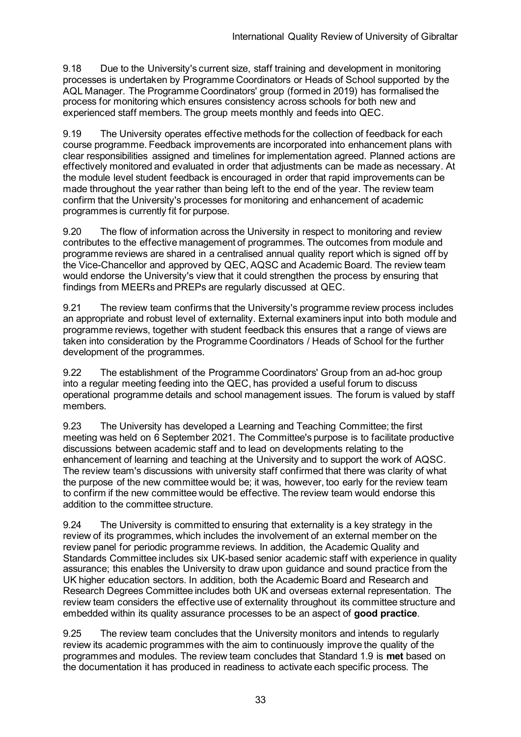9.18 Due to the University's current size, staff training and development in monitoring processes is undertaken by Programme Coordinators or Heads of School supported by the AQL Manager. The Programme Coordinators' group (formed in 2019) has formalised the process for monitoring which ensures consistency across schools for both new and experienced staff members. The group meets monthly and feeds into QEC.

9.19 The University operates effective methods for the collection of feedback for each course programme. Feedback improvements are incorporated into enhancement plans with clear responsibilities assigned and timelines for implementation agreed. Planned actions are effectively monitored and evaluated in order that adjustments can be made as necessary. At the module level student feedback is encouraged in order that rapid improvements can be made throughout the year rather than being left to the end of the year. The review team confirm that the University's processes for monitoring and enhancement of academic programmes is currently fit for purpose.

9.20 The flow of information across the University in respect to monitoring and review contributes to the effective management of programmes. The outcomes from module and programme reviews are shared in a centralised annual quality report which is signed off by the Vice-Chancellor and approved by QEC, AQSC and Academic Board. The review team would endorse the University's view that it could strengthen the process by ensuring that findings from MEERs and PREPs are regularly discussed at QEC.

9.21 The review team confirms that the University's programme review process includes an appropriate and robust level of externality. External examiners input into both module and programme reviews, together with student feedback this ensures that a range of views are taken into consideration by the Programme Coordinators / Heads of School for the further development of the programmes.

9.22 The establishment of the Programme Coordinators' Group from an ad-hoc group into a regular meeting feeding into the QEC, has provided a useful forum to discuss operational programme details and school management issues. The forum is valued by staff members.

9.23 The University has developed a Learning and Teaching Committee; the first meeting was held on 6 September 2021. The Committee's purpose is to facilitate productive discussions between academic staff and to lead on developments relating to the enhancement of learning and teaching at the University and to support the work of AQSC. The review team's discussions with university staff confirmed that there was clarity of what the purpose of the new committee would be; it was, however, too early for the review team to confirm if the new committee would be effective. The review team would endorse this addition to the committee structure.

9.24 The University is committed to ensuring that externality is a key strategy in the review of its programmes, which includes the involvement of an external member on the review panel for periodic programme reviews. In addition, the Academic Quality and Standards Committee includes six UK-based senior academic staff with experience in quality assurance; this enables the University to draw upon guidance and sound practice from the UK higher education sectors. In addition, both the Academic Board and Research and Research Degrees Committee includes both UK and overseas external representation. The review team considers the effective use of externality throughout its committee structure and embedded within its quality assurance processes to be an aspect of **good practice**.

9.25 The review team concludes that the University monitors and intends to regularly review its academic programmes with the aim to continuously improve the quality of the programmes and modules. The review team concludes that Standard 1.9 is **met** based on the documentation it has produced in readiness to activate each specific process. The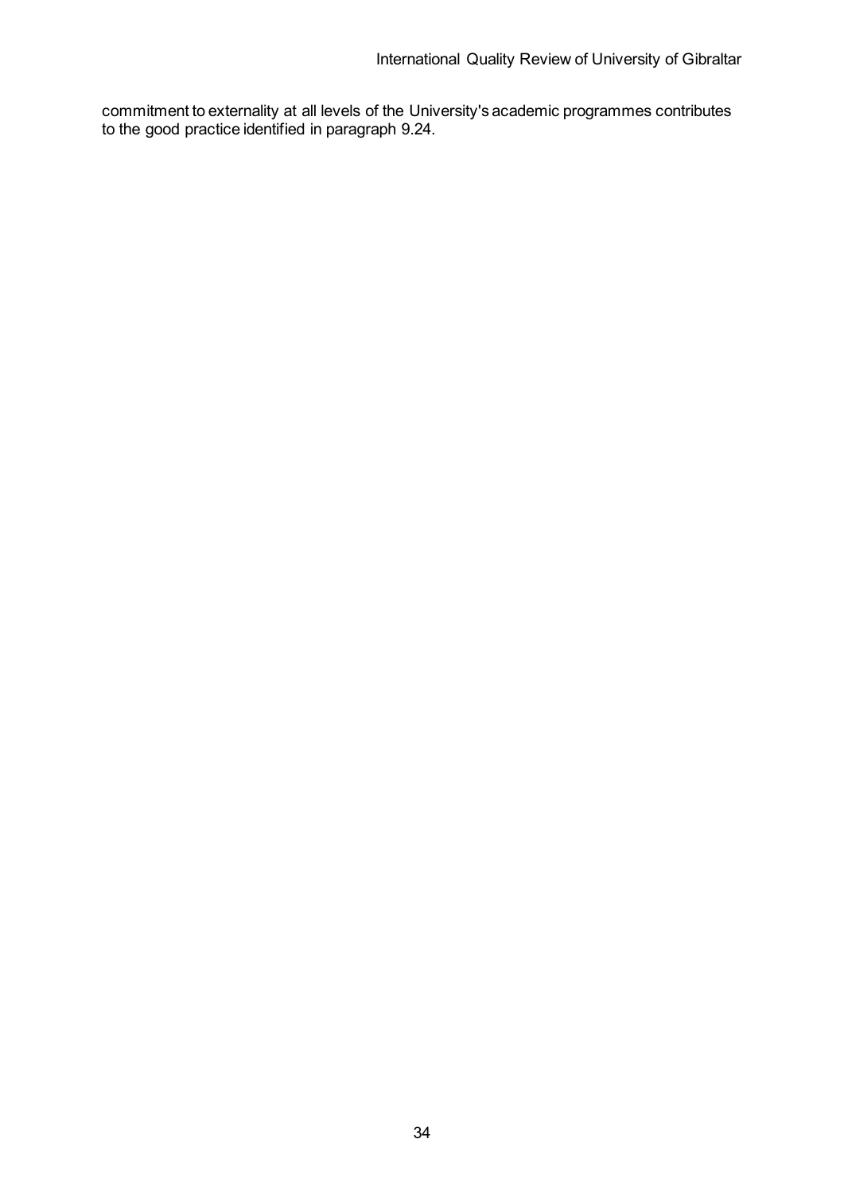commitment to externality at all levels of the University's academic programmes contributes to the good practice identified in paragraph 9.24.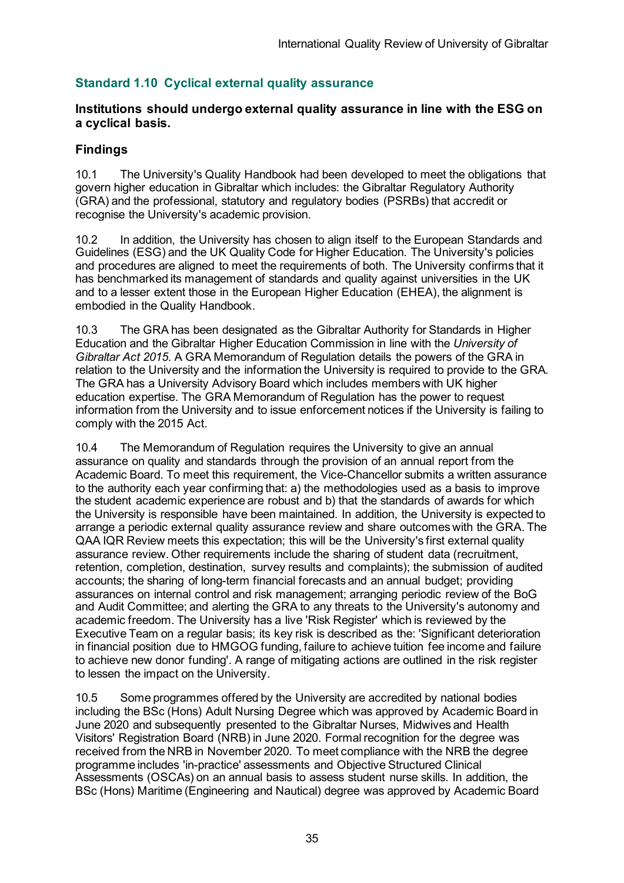## Standard 1.10 Cyclical external quality assurance

**Institutions should undergo external quality assurance in line with the ESG on a cyclical basis.**

### Findings

10.1 The University's Quality Handbook had been developed to meet the obligations that govern higher education in Gibraltar which includes: the Gibraltar Regulatory Authority (GRA) and the professional, statutory and regulatory bodies (PSRBs) that accredit or recognise the University's academic provision.

10.2 In addition, the University has chosen to align itself to the European Standards and Guidelines (ESG) and the UK Quality Code for Higher Education. The University's policies and procedures are aligned to meet the requirements of both. The University confirms that it has benchmarked its management of standards and quality against universities in the UK and to a lesser extent those in the European Higher Education (EHEA), the alignment is embodied in the Quality Handbook.

10.3 The GRA has been designated as the Gibraltar Authority for Standards in Higher Education and the Gibraltar Higher Education Commission in line with the *University of Gibraltar Act 2015*. A GRA Memorandum of Regulation details the powers of the GRA in relation to the University and the information the University is required to provide to the GRA. The GRA has a University Advisory Board which includes members with UK higher education expertise. The GRA Memorandum of Regulation has the power to request information from the University and to issue enforcement notices if the University is failing to comply with the 2015 Act.

10.4 The Memorandum of Regulation requires the University to give an annual assurance on quality and standards through the provision of an annual report from the Academic Board. To meet this requirement, the Vice-Chancellor submits a written assurance to the authority each year confirming that: a) the methodologies used as a basis to improve the student academic experience are robust and b) that the standards of awards for which the University is responsible have been maintained. In addition, the University is expected to arrange a periodic external quality assurance review and share outcomes with the GRA. The QAA IQR Review meets this expectation; this will be the University's first external quality assurance review. Other requirements include the sharing of student data (recruitment, retention, completion, destination, survey results and complaints); the submission of audited accounts; the sharing of long-term financial forecasts and an annual budget; providing assurances on internal control and risk management; arranging periodic review of the BoG and Audit Committee; and alerting the GRA to any threats to the University's autonomy and academic freedom. The University has a live 'Risk Register' which is reviewed by the Executive Team on a regular basis; its key risk is described as the: 'Significant deterioration in financial position due to HMGOG funding, failure to achieve tuition fee income and failure to achieve new donor funding'. A range of mitigating actions are outlined in the risk register to lessen the impact on the University.

10.5 Some programmes offered by the University are accredited by national bodies including the BSc (Hons) Adult Nursing Degree which was approved by Academic Board in June 2020 and subsequently presented to the Gibraltar Nurses, Midwives and Health Visitors' Registration Board (NRB) in June 2020. Formal recognition for the degree was received from the NRB in November 2020. To meet compliance with the NRB the degree programme includes 'in-practice' assessments and Objective Structured Clinical Assessments (OSCAs) on an annual basis to assess student nurse skills. In addition, the BSc (Hons) Maritime (Engineering and Nautical) degree was approved by Academic Board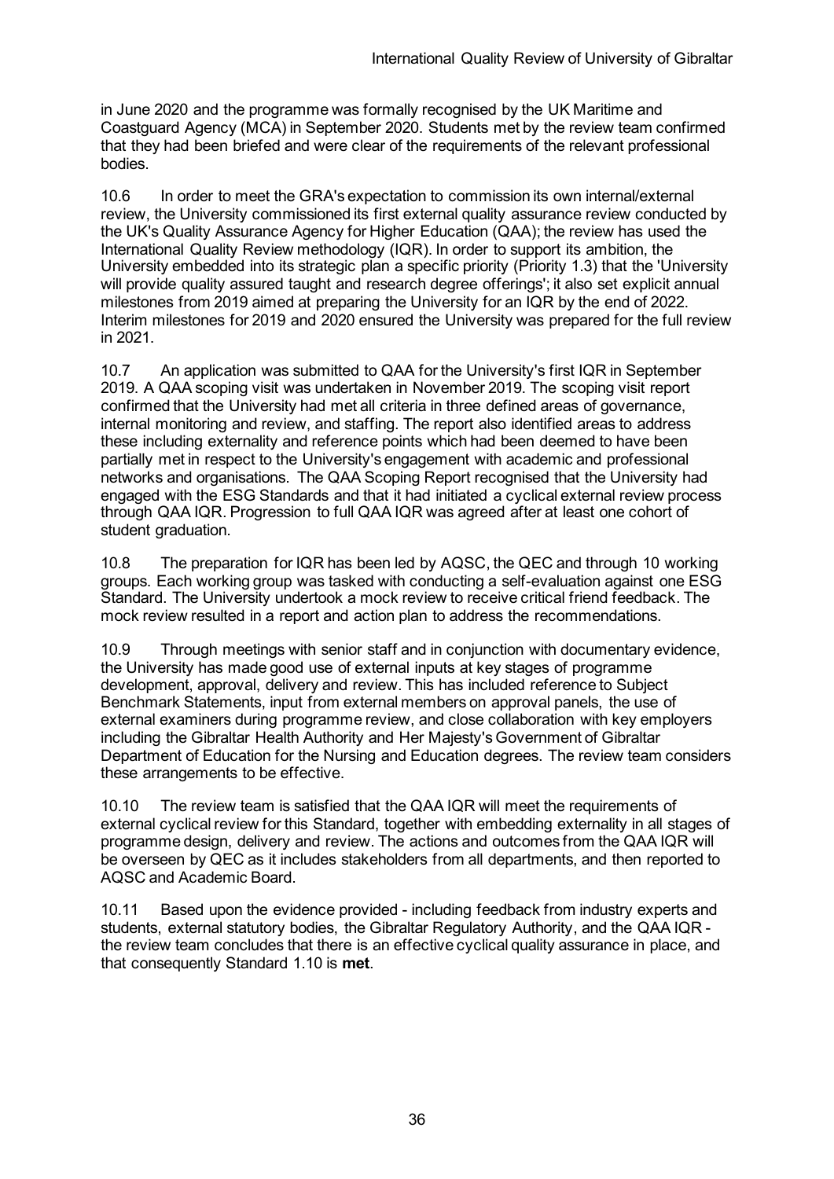in June 2020 and the programme was formally recognised by the UK Maritime and Coastguard Agency (MCA) in September 2020. Students met by the review team confirmed that they had been briefed and were clear of the requirements of the relevant professional bodies.

10.6 In order to meet the GRA's expectation to commission its own internal/external review, the University commissioned its first external quality assurance review conducted by the UK's Quality Assurance Agency for Higher Education (QAA); the review has used the International Quality Review methodology (IQR). In order to support its ambition, the University embedded into its strategic plan a specific priority (Priority 1.3) that the 'University will provide quality assured taught and research degree offerings'; it also set explicit annual milestones from 2019 aimed at preparing the University for an IQR by the end of 2022. Interim milestones for 2019 and 2020 ensured the University was prepared for the full review in 2021.

10.7 An application was submitted to QAA for the University's first IQR in September 2019. A QAA scoping visit was undertaken in November 2019. The scoping visit report confirmed that the University had met all criteria in three defined areas of governance, internal monitoring and review, and staffing. The report also identified areas to address these including externality and reference points which had been deemed to have been partially met in respect to the University's engagement with academic and professional networks and organisations. The QAA Scoping Report recognised that the University had engaged with the ESG Standards and that it had initiated a cyclical external review process through QAA IQR. Progression to full QAA IQR was agreed after at least one cohort of student graduation.

10.8 The preparation for IQR has been led by AQSC, the QEC and through 10 working groups. Each working group was tasked with conducting a self-evaluation against one ESG Standard. The University undertook a mock review to receive critical friend feedback. The mock review resulted in a report and action plan to address the recommendations.

10.9 Through meetings with senior staff and in conjunction with documentary evidence, the University has made good use of external inputs at key stages of programme development, approval, delivery and review. This has included reference to Subject Benchmark Statements, input from external members on approval panels, the use of external examiners during programme review, and close collaboration with key employers including the Gibraltar Health Authority and Her Majesty's Government of Gibraltar Department of Education for the Nursing and Education degrees. The review team considers these arrangements to be effective.

10.10 The review team is satisfied that the QAA IQR will meet the requirements of external cyclical review for this Standard, together with embedding externality in all stages of programme design, delivery and review. The actions and outcomes from the QAA IQR will be overseen by QEC as it includes stakeholders from all departments, and then reported to AQSC and Academic Board.

10.11 Based upon the evidence provided - including feedback from industry experts and students, external statutory bodies, the Gibraltar Regulatory Authority, and the QAA IQR - the review team concludes that there is an effective cyclical quality assurance in place, and that consequently Standard 1.10 is **met**.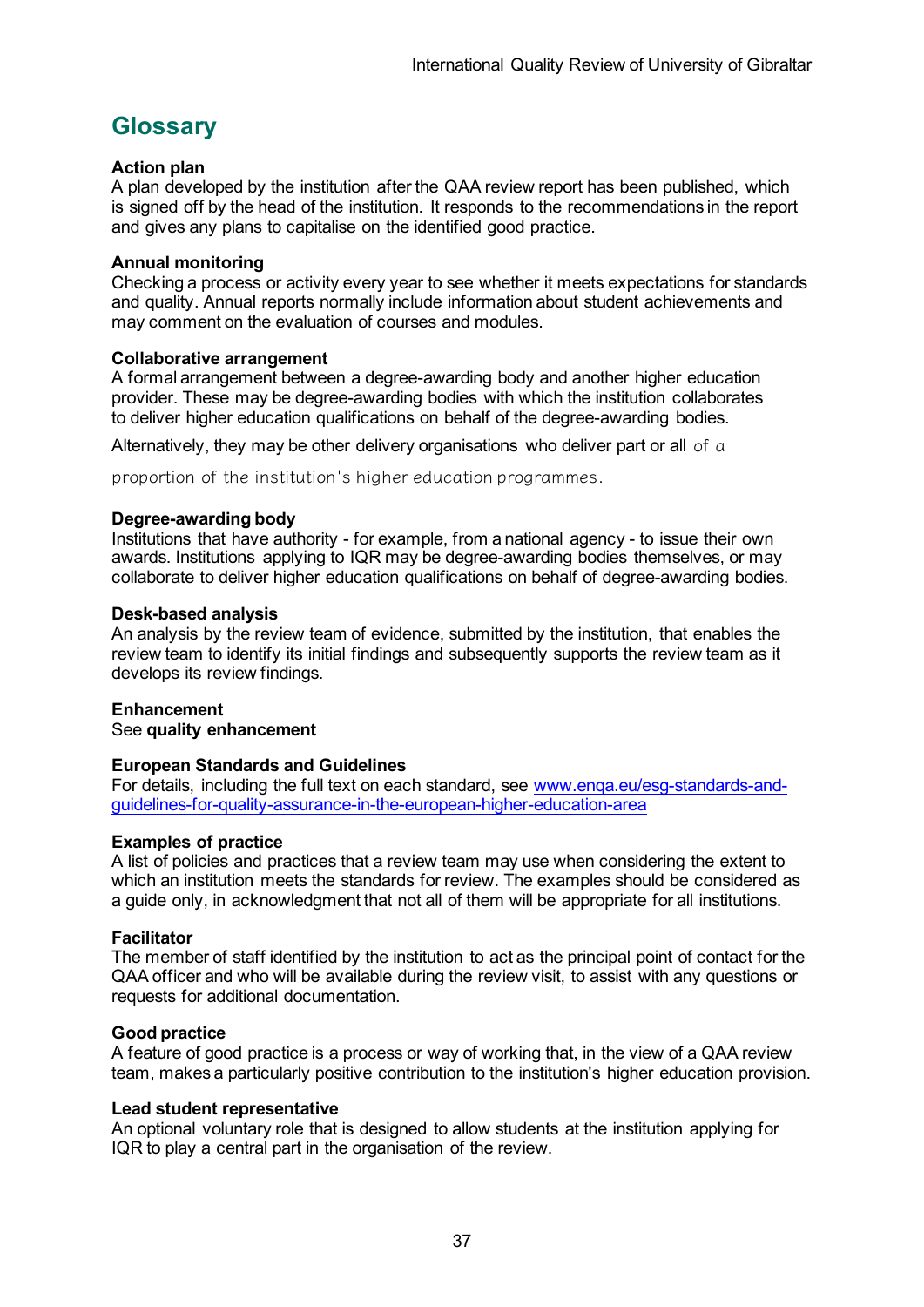# Glossary

**Action plan**
A plan developed by the institution after the QAA review report has been published, which is signed off by the head of the institution. It responds to the recommendations in the report and gives any plans to capitalise on the identified good practice.

**Annual monitoring**
Checking a process or activity every year to see whether it meets expectations for standards and quality. Annual reports normally include information about student achievements and may comment on the evaluation of courses and modules.

**Collaborative arrangement**
A formal arrangement between a degree-awarding body and another higher education provider. These may be degree-awarding bodies with which the institution collaborates to deliver higher education qualifications on behalf of the degree-awarding bodies.

Alternatively, they may be other delivery organisations who deliver part or all of a proportion of the institution's higher education programmes.

**Degree-awarding body**
Institutions that have authority - for example, from a national agency - to issue their own awards. Institutions applying to IQR may be degree-awarding bodies themselves, or may collaborate to deliver higher education qualifications on behalf of degree-awarding bodies.

**Desk-based analysis**
An analysis by the review team of evidence, submitted by the institution, that enables the review team to identify its initial findings and subsequently supports the review team as it develops its review findings.

**Enhancement**
See **quality enhancement**

**European Standards and Guidelines**
For details, including the full text on each standard, see [www.enqa.eu/esg-standards-and-guidelines-for-quality-assurance-in-the-european-higher-education-area](www.enqa.eu/esg-standards-and-guidelines-for-quality-assurance-in-the-european-higher-education-area)

**Examples of practice**
A list of policies and practices that a review team may use when considering the extent to which an institution meets the standards for review. The examples should be considered as a guide only, in acknowledgment that not all of them will be appropriate for all institutions.

**Facilitator**
The member of staff identified by the institution to act as the principal point of contact for the QAA officer and who will be available during the review visit, to assist with any questions or requests for additional documentation.

**Good practice**
A feature of good practice is a process or way of working that, in the view of a QAA review team, makes a particularly positive contribution to the institution's higher education provision.

**Lead student representative**
An optional voluntary role that is designed to allow students at the institution applying for IQR to play a central part in the organisation of the review.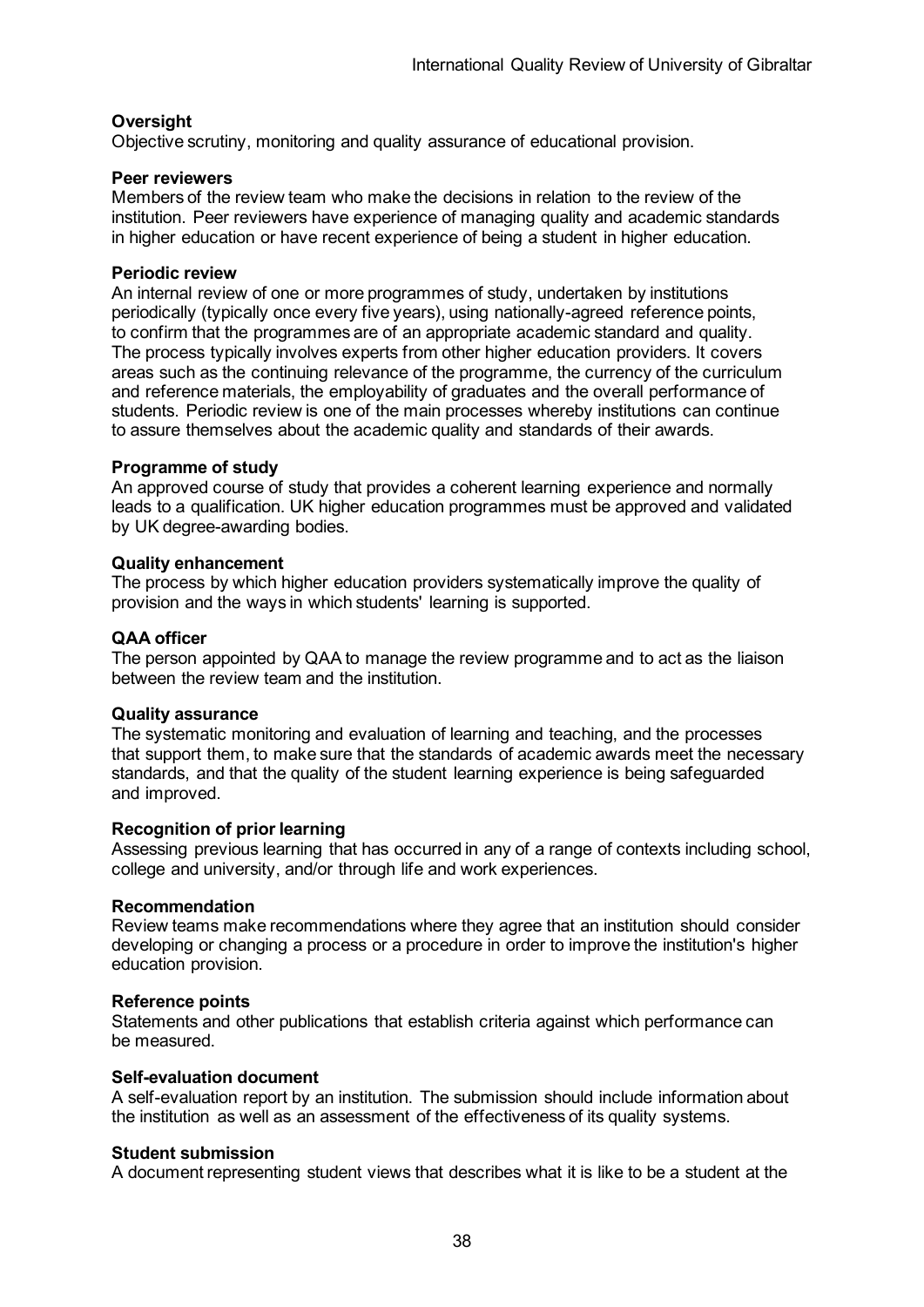**Oversight**
Objective scrutiny, monitoring and quality assurance of educational provision.

**Peer reviewers**
Members of the review team who make the decisions in relation to the review of the institution. Peer reviewers have experience of managing quality and academic standards in higher education or have recent experience of being a student in higher education.

**Periodic review**
An internal review of one or more programmes of study, undertaken by institutions periodically (typically once every five years), using nationally-agreed reference points, to confirm that the programmes are of an appropriate academic standard and quality. The process typically involves experts from other higher education providers. It covers areas such as the continuing relevance of the programme, the currency of the curriculum and reference materials, the employability of graduates and the overall performance of students. Periodic review is one of the main processes whereby institutions can continue to assure themselves about the academic quality and standards of their awards.

**Programme of study**
An approved course of study that provides a coherent learning experience and normally leads to a qualification. UK higher education programmes must be approved and validated by UK degree-awarding bodies.

**Quality enhancement**
The process by which higher education providers systematically improve the quality of provision and the ways in which students' learning is supported.

**QAA officer**
The person appointed by QAA to manage the review programme and to act as the liaison between the review team and the institution.

**Quality assurance**
The systematic monitoring and evaluation of learning and teaching, and the processes that support them, to make sure that the standards of academic awards meet the necessary standards, and that the quality of the student learning experience is being safeguarded and improved.

**Recognition of prior learning**
Assessing previous learning that has occurred in any of a range of contexts including school, college and university, and/or through life and work experiences.

**Recommendation**
Review teams make recommendations where they agree that an institution should consider developing or changing a process or a procedure in order to improve the institution's higher education provision.

**Reference points**
Statements and other publications that establish criteria against which performance can be measured.

**Self-evaluation document**
A self-evaluation report by an institution. The submission should include information about the institution as well as an assessment of the effectiveness of its quality systems.

**Student submission**
A document representing student views that describes what it is like to be a student at the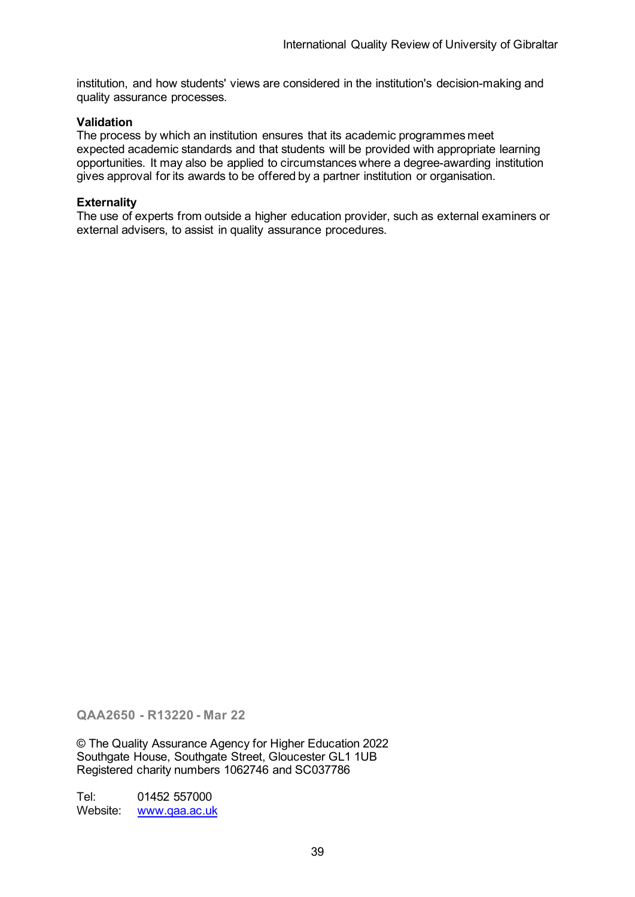institution, and how students' views are considered in the institution's decision-making and quality assurance processes.

**Validation**
The process by which an institution ensures that its academic programmes meet expected academic standards and that students will be provided with appropriate learning opportunities. It may also be applied to circumstances where a degree-awarding institution gives approval for its awards to be offered by a partner institution or organisation.

**Externality**
The use of experts from outside a higher education provider, such as external examiners or external advisers, to assist in quality assurance procedures.

**QAA2650 - R13220 - Mar 22**

© The Quality Assurance Agency for Higher Education 2022
Southgate House, Southgate Street, Gloucester GL1 1UB
Registered charity numbers 1062746 and SC037786

Tel: 01452 557000
Website: [www.qaa.ac.uk](http://www.qaa.ac.uk)